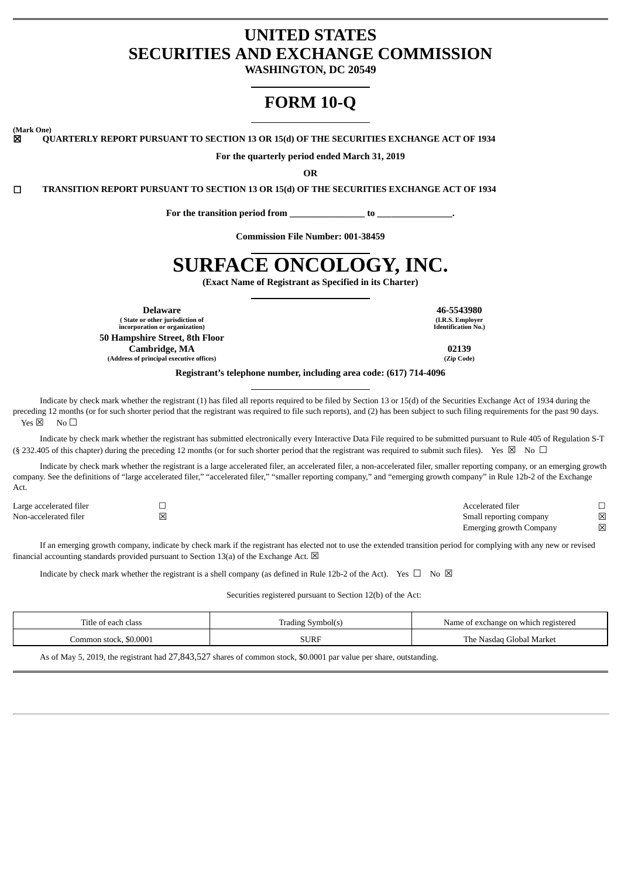# UNITED STATES
# SECURITIES AND EXCHANGE COMMISSION

**WASHINGTON, DC 20549**

# FORM 10-Q

**(Mark One)**

☒ **QUARTERLY REPORT PURSUANT TO SECTION 13 OR 15(d) OF THE SECURITIES EXCHANGE ACT OF 1934**

**For the quarterly period ended March 31, 2019**

**OR**

☐ **TRANSITION REPORT PURSUANT TO SECTION 13 OR 15(d) OF THE SECURITIES EXCHANGE ACT OF 1934**

**For the transition period from ________________ to ________________.**

**Commission File Number: 001-38459**

# SURFACE ONCOLOGY, INC.

**(Exact Name of Registrant as Specified in its Charter)**

| | |
|---|---|
| **Delaware** | **46-5543980** |
| **( State or other jurisdiction of incorporation or organization)** | **(I.R.S. Employer Identification No.)** |
| **50 Hampshire Street, 8th Floor Cambridge, MA** | **02139** |
| **(Address of principal executive offices)** | **(Zip Code)** |

**Registrant's telephone number, including area code: (617) 714-4096**

Indicate by check mark whether the registrant (1) has filed all reports required to be filed by Section 13 or 15(d) of the Securities Exchange Act of 1934 during the preceding 12 months (or for such shorter period that the registrant was required to file such reports), and (2) has been subject to such filing requirements for the past 90 days. Yes ☒ No ☐

Indicate by check mark whether the registrant has submitted electronically every Interactive Data File required to be submitted pursuant to Rule 405 of Regulation S-T (§ 232.405 of this chapter) during the preceding 12 months (or for such shorter period that the registrant was required to submit such files). Yes ☒ No ☐

Indicate by check mark whether the registrant is a large accelerated filer, an accelerated filer, a non-accelerated filer, smaller reporting company, or an emerging growth company. See the definitions of "large accelerated filer," "accelerated filer," "smaller reporting company," and "emerging growth company" in Rule 12b-2 of the Exchange Act.

| | | | |
|---|---|---|---|
| Large accelerated filer | ☐ | Accelerated filer | ☐ |
| Non-accelerated filer | ☒ | Small reporting company | ☒ |
| | | Emerging growth Company | ☒ |

If an emerging growth company, indicate by check mark if the registrant has elected not to use the extended transition period for complying with any new or revised financial accounting standards provided pursuant to Section 13(a) of the Exchange Act. ☒

Indicate by check mark whether the registrant is a shell company (as defined in Rule 12b-2 of the Act). Yes ☐ No ☒

Securities registered pursuant to Section 12(b) of the Act:

| Title of each class | Trading Symbol(s) | Name of exchange on which registered |
|---|---|---|
| Common stock, $0.0001 | SURF | The Nasdaq Global Market |

As of May 5, 2019, the registrant had 27,843,527 shares of common stock, $0.0001 par value per share, outstanding.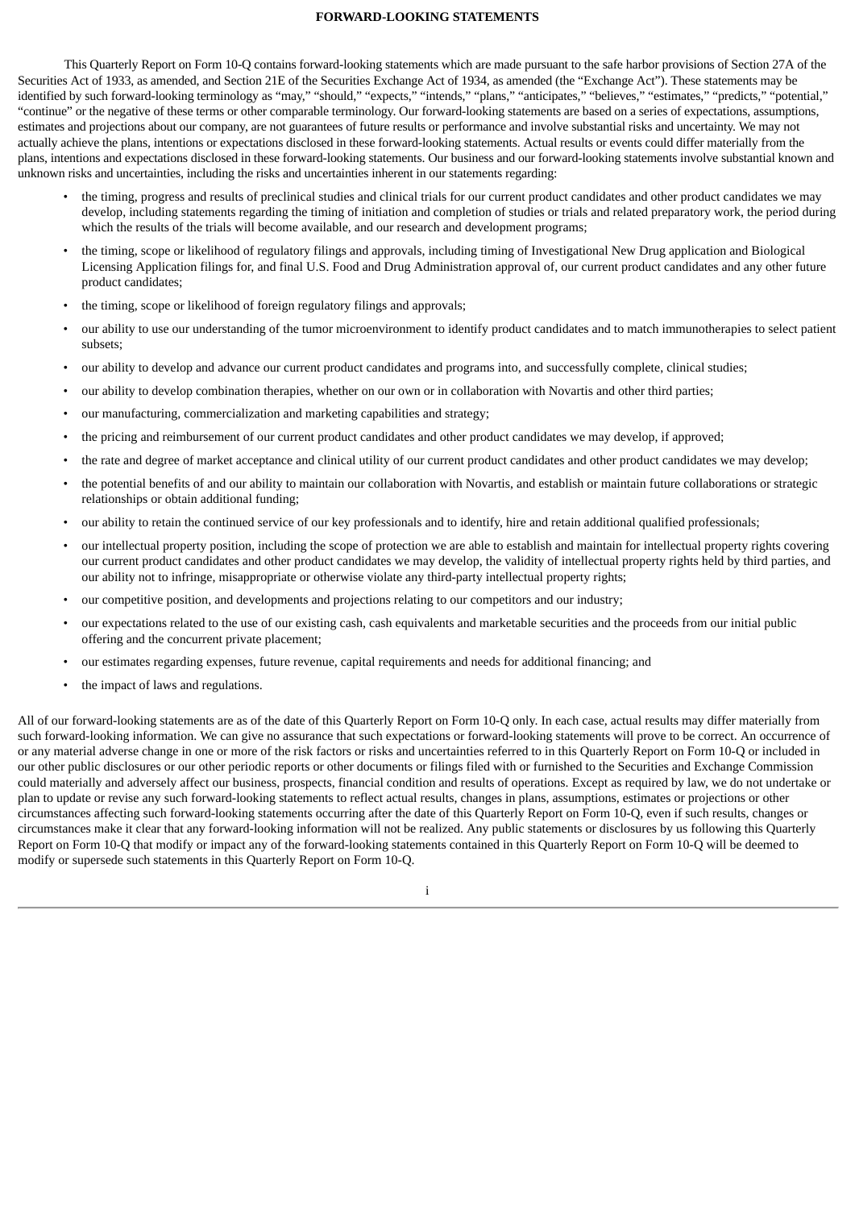# FORWARD-LOOKING STATEMENTS

This Quarterly Report on Form 10-Q contains forward-looking statements which are made pursuant to the safe harbor provisions of Section 27A of the Securities Act of 1933, as amended, and Section 21E of the Securities Exchange Act of 1934, as amended (the "Exchange Act"). These statements may be identified by such forward-looking terminology as "may," "should," "expects," "intends," "plans," "anticipates," "believes," "estimates," "predicts," "potential," "continue" or the negative of these terms or other comparable terminology. Our forward-looking statements are based on a series of expectations, assumptions, estimates and projections about our company, are not guarantees of future results or performance and involve substantial risks and uncertainty. We may not actually achieve the plans, intentions or expectations disclosed in these forward-looking statements. Actual results or events could differ materially from the plans, intentions and expectations disclosed in these forward-looking statements. Our business and our forward-looking statements involve substantial known and unknown risks and uncertainties, including the risks and uncertainties inherent in our statements regarding:

- the timing, progress and results of preclinical studies and clinical trials for our current product candidates and other product candidates we may develop, including statements regarding the timing of initiation and completion of studies or trials and related preparatory work, the period during which the results of the trials will become available, and our research and development programs;
- the timing, scope or likelihood of regulatory filings and approvals, including timing of Investigational New Drug application and Biological Licensing Application filings for, and final U.S. Food and Drug Administration approval of, our current product candidates and any other future product candidates;
- the timing, scope or likelihood of foreign regulatory filings and approvals;
- our ability to use our understanding of the tumor microenvironment to identify product candidates and to match immunotherapies to select patient subsets;
- our ability to develop and advance our current product candidates and programs into, and successfully complete, clinical studies;
- our ability to develop combination therapies, whether on our own or in collaboration with Novartis and other third parties;
- our manufacturing, commercialization and marketing capabilities and strategy;
- the pricing and reimbursement of our current product candidates and other product candidates we may develop, if approved;
- the rate and degree of market acceptance and clinical utility of our current product candidates and other product candidates we may develop;
- the potential benefits of and our ability to maintain our collaboration with Novartis, and establish or maintain future collaborations or strategic relationships or obtain additional funding;
- our ability to retain the continued service of our key professionals and to identify, hire and retain additional qualified professionals;
- our intellectual property position, including the scope of protection we are able to establish and maintain for intellectual property rights covering our current product candidates and other product candidates we may develop, the validity of intellectual property rights held by third parties, and our ability not to infringe, misappropriate or otherwise violate any third-party intellectual property rights;
- our competitive position, and developments and projections relating to our competitors and our industry;
- our expectations related to the use of our existing cash, cash equivalents and marketable securities and the proceeds from our initial public offering and the concurrent private placement;
- our estimates regarding expenses, future revenue, capital requirements and needs for additional financing; and
- the impact of laws and regulations.

All of our forward-looking statements are as of the date of this Quarterly Report on Form 10-Q only. In each case, actual results may differ materially from such forward-looking information. We can give no assurance that such expectations or forward-looking statements will prove to be correct. An occurrence of or any material adverse change in one or more of the risk factors or risks and uncertainties referred to in this Quarterly Report on Form 10-Q or included in our other public disclosures or our other periodic reports or other documents or filings filed with or furnished to the Securities and Exchange Commission could materially and adversely affect our business, prospects, financial condition and results of operations. Except as required by law, we do not undertake or plan to update or revise any such forward-looking statements to reflect actual results, changes in plans, assumptions, estimates or projections or other circumstances affecting such forward-looking statements occurring after the date of this Quarterly Report on Form 10-Q, even if such results, changes or circumstances make it clear that any forward-looking information will not be realized. Any public statements or disclosures by us following this Quarterly Report on Form 10-Q that modify or impact any of the forward-looking statements contained in this Quarterly Report on Form 10-Q will be deemed to modify or supersede such statements in this Quarterly Report on Form 10-Q.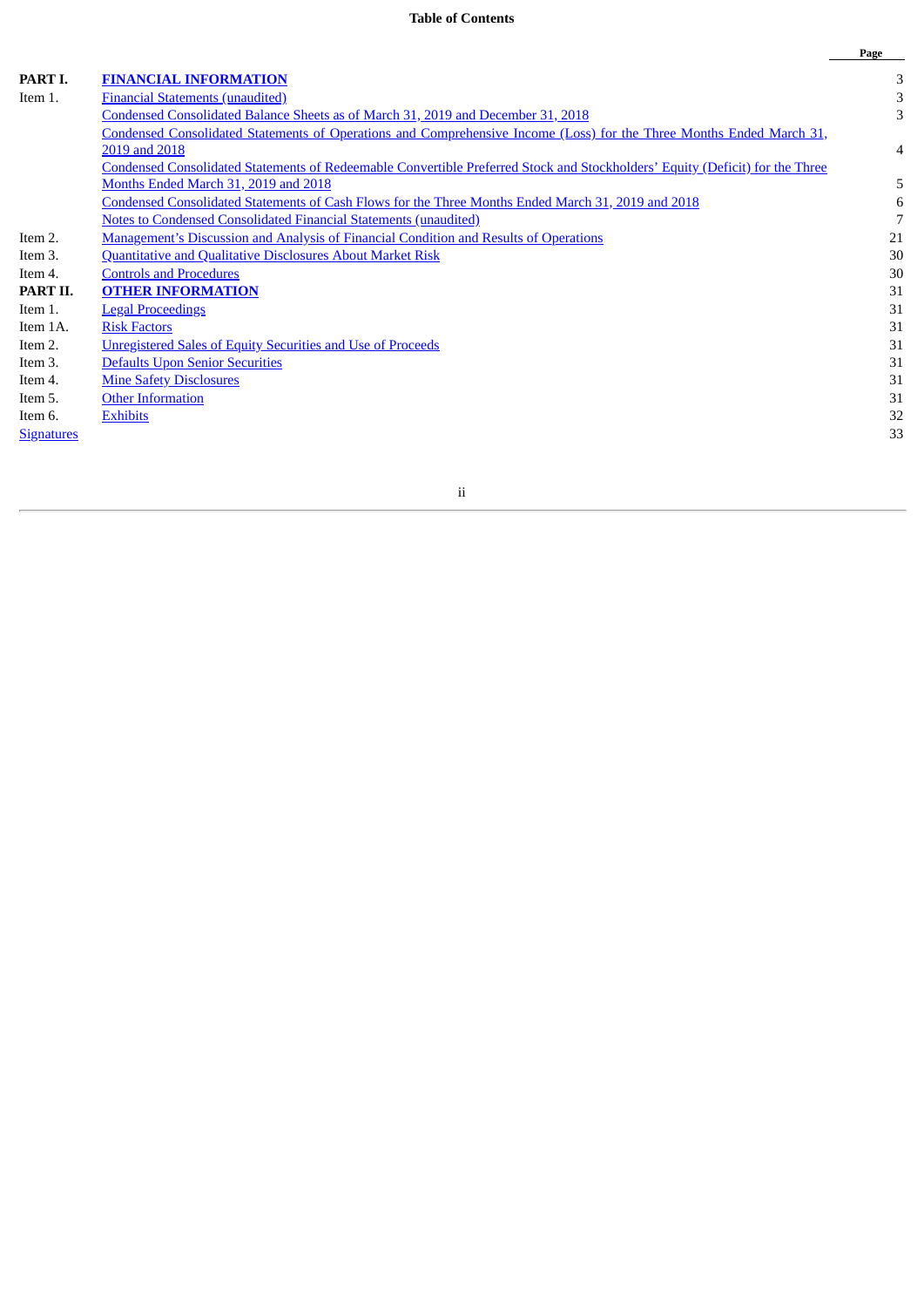**Table of Contents**

| | | Page |
|---|---|---|
| **PART I.** | **FINANCIAL INFORMATION** | 3 |
| Item 1. | Financial Statements (unaudited) | 3 |
| | Condensed Consolidated Balance Sheets as of March 31, 2019 and December 31, 2018 | 3 |
| | Condensed Consolidated Statements of Operations and Comprehensive Income (Loss) for the Three Months Ended March 31, 2019 and 2018 | 4 |
| | Condensed Consolidated Statements of Redeemable Convertible Preferred Stock and Stockholders' Equity (Deficit) for the Three Months Ended March 31, 2019 and 2018 | 5 |
| | Condensed Consolidated Statements of Cash Flows for the Three Months Ended March 31, 2019 and 2018 | 6 |
| | Notes to Condensed Consolidated Financial Statements (unaudited) | 7 |
| Item 2. | Management's Discussion and Analysis of Financial Condition and Results of Operations | 21 |
| Item 3. | Quantitative and Qualitative Disclosures About Market Risk | 30 |
| Item 4. | Controls and Procedures | 30 |
| **PART II.** | **OTHER INFORMATION** | 31 |
| Item 1. | Legal Proceedings | 31 |
| Item 1A. | Risk Factors | 31 |
| Item 2. | Unregistered Sales of Equity Securities and Use of Proceeds | 31 |
| Item 3. | Defaults Upon Senior Securities | 31 |
| Item 4. | Mine Safety Disclosures | 31 |
| Item 5. | Other Information | 31 |
| Item 6. | Exhibits | 32 |
| Signatures | | 33 |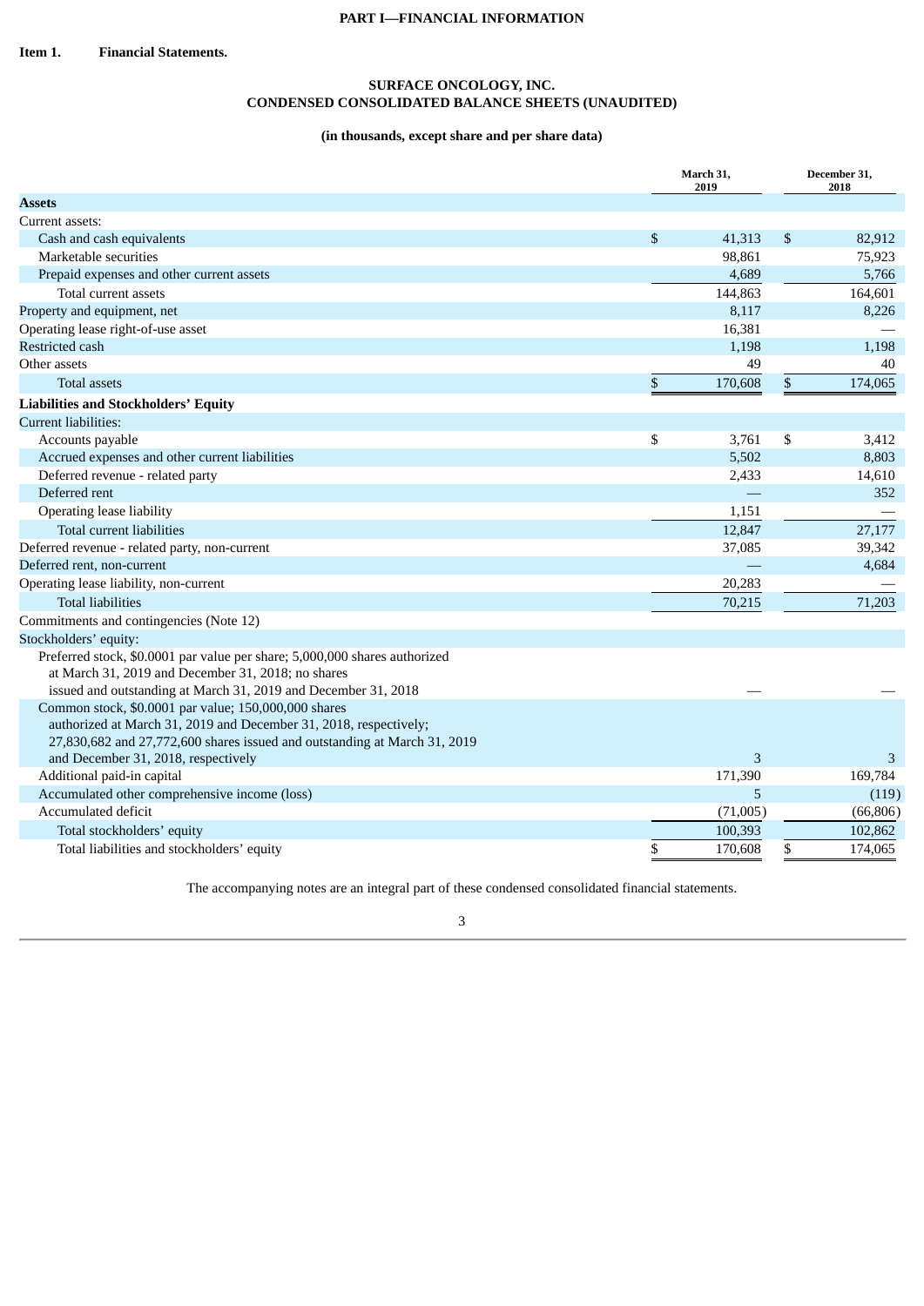# PART I—FINANCIAL INFORMATION

**Item 1. Financial Statements.**

## SURFACE ONCOLOGY, INC.
## CONDENSED CONSOLIDATED BALANCE SHEETS (UNAUDITED)

**(in thousands, except share and per share data)**

| | March 31, 2019 | December 31, 2018 |
|---|---|---|
| **Assets** | | |
| Current assets: | | |
| Cash and cash equivalents | $ 41,313 | $ 82,912 |
| Marketable securities | 98,861 | 75,923 |
| Prepaid expenses and other current assets | 4,689 | 5,766 |
| Total current assets | 144,863 | 164,601 |
| Property and equipment, net | 8,117 | 8,226 |
| Operating lease right-of-use asset | 16,381 | — |
| Restricted cash | 1,198 | 1,198 |
| Other assets | 49 | 40 |
| Total assets | $ 170,608 | $ 174,065 |
| **Liabilities and Stockholders' Equity** | | |
| Current liabilities: | | |
| Accounts payable | $ 3,761 | $ 3,412 |
| Accrued expenses and other current liabilities | 5,502 | 8,803 |
| Deferred revenue - related party | 2,433 | 14,610 |
| Deferred rent | — | 352 |
| Operating lease liability | 1,151 | — |
| Total current liabilities | 12,847 | 27,177 |
| Deferred revenue - related party, non-current | 37,085 | 39,342 |
| Deferred rent, non-current | — | 4,684 |
| Operating lease liability, non-current | 20,283 | — |
| Total liabilities | 70,215 | 71,203 |
| Commitments and contingencies (Note 12) | | |
| Stockholders' equity: | | |
| Preferred stock, $0.0001 par value per share; 5,000,000 shares authorized at March 31, 2019 and December 31, 2018; no shares issued and outstanding at March 31, 2019 and December 31, 2018 | — | — |
| Common stock, $0.0001 par value; 150,000,000 shares authorized at March 31, 2019 and December 31, 2018, respectively; 27,830,682 and 27,772,600 shares issued and outstanding at March 31, 2019 and December 31, 2018, respectively | 3 | 3 |
| Additional paid-in capital | 171,390 | 169,784 |
| Accumulated other comprehensive income (loss) | 5 | (119) |
| Accumulated deficit | (71,005) | (66,806) |
| Total stockholders' equity | 100,393 | 102,862 |
| Total liabilities and stockholders' equity | $ 170,608 | $ 174,065 |

The accompanying notes are an integral part of these condensed consolidated financial statements.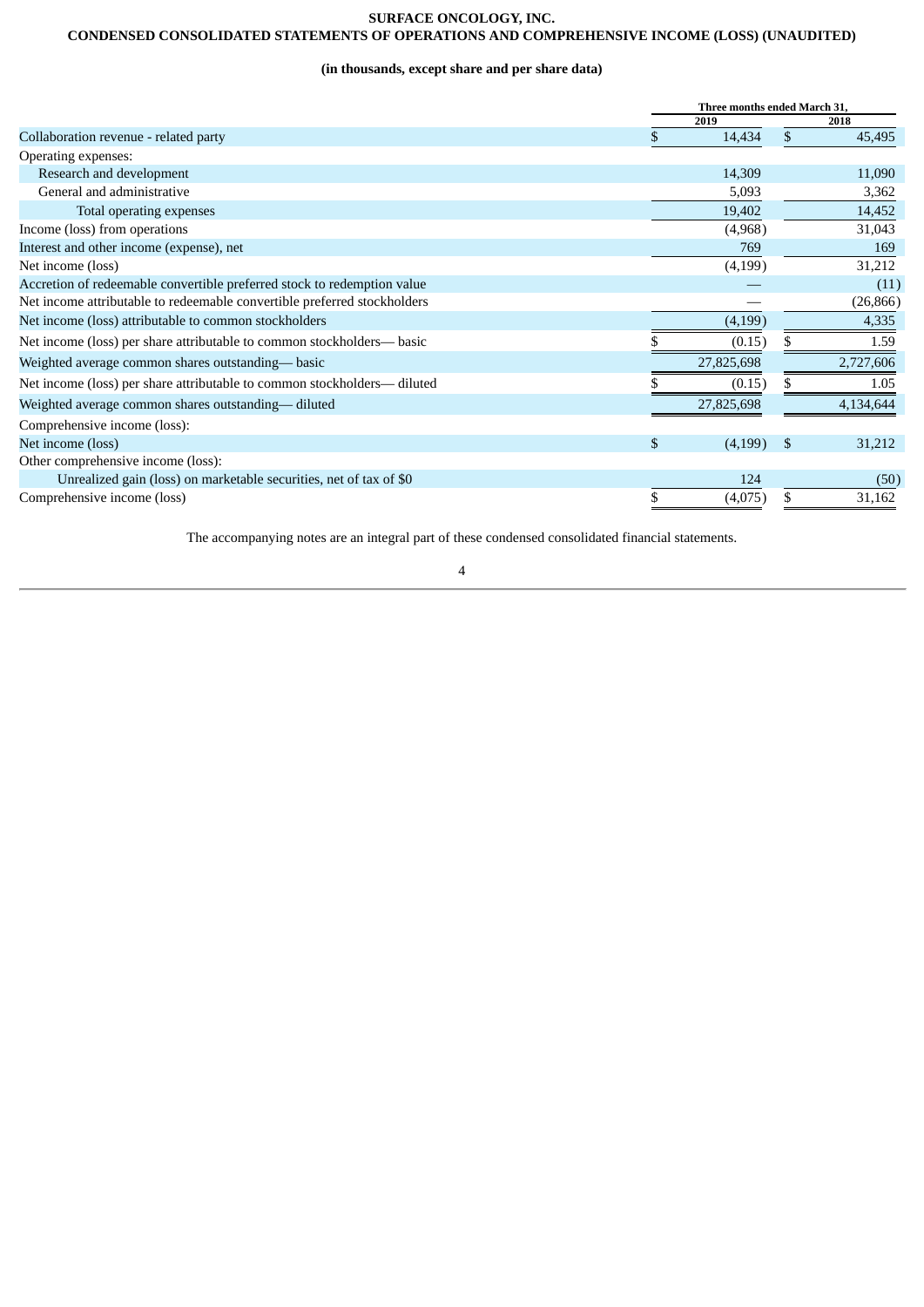**SURFACE ONCOLOGY, INC.**

**CONDENSED CONSOLIDATED STATEMENTS OF OPERATIONS AND COMPREHENSIVE INCOME (LOSS) (UNAUDITED)**

**(in thousands, except share and per share data)**

| | Three months ended March 31, | |
|---|---|---|
| | 2019 | 2018 |
| Collaboration revenue - related party | $ 14,434 | $ 45,495 |
| Operating expenses: | | |
| Research and development | 14,309 | 11,090 |
| General and administrative | 5,093 | 3,362 |
| Total operating expenses | 19,402 | 14,452 |
| Income (loss) from operations | (4,968) | 31,043 |
| Interest and other income (expense), net | 769 | 169 |
| Net income (loss) | (4,199) | 31,212 |
| Accretion of redeemable convertible preferred stock to redemption value | — | (11) |
| Net income attributable to redeemable convertible preferred stockholders | — | (26,866) |
| Net income (loss) attributable to common stockholders | (4,199) | 4,335 |
| Net income (loss) per share attributable to common stockholders— basic | $ (0.15) | $ 1.59 |
| Weighted average common shares outstanding— basic | 27,825,698 | 2,727,606 |
| Net income (loss) per share attributable to common stockholders— diluted | $ (0.15) | $ 1.05 |
| Weighted average common shares outstanding— diluted | 27,825,698 | 4,134,644 |
| Comprehensive income (loss): | | |
| Net income (loss) | $ (4,199) | $ 31,212 |
| Other comprehensive income (loss): | | |
| Unrealized gain (loss) on marketable securities, net of tax of $0 | 124 | (50) |
| Comprehensive income (loss) | $ (4,075) | $ 31,162 |

The accompanying notes are an integral part of these condensed consolidated financial statements.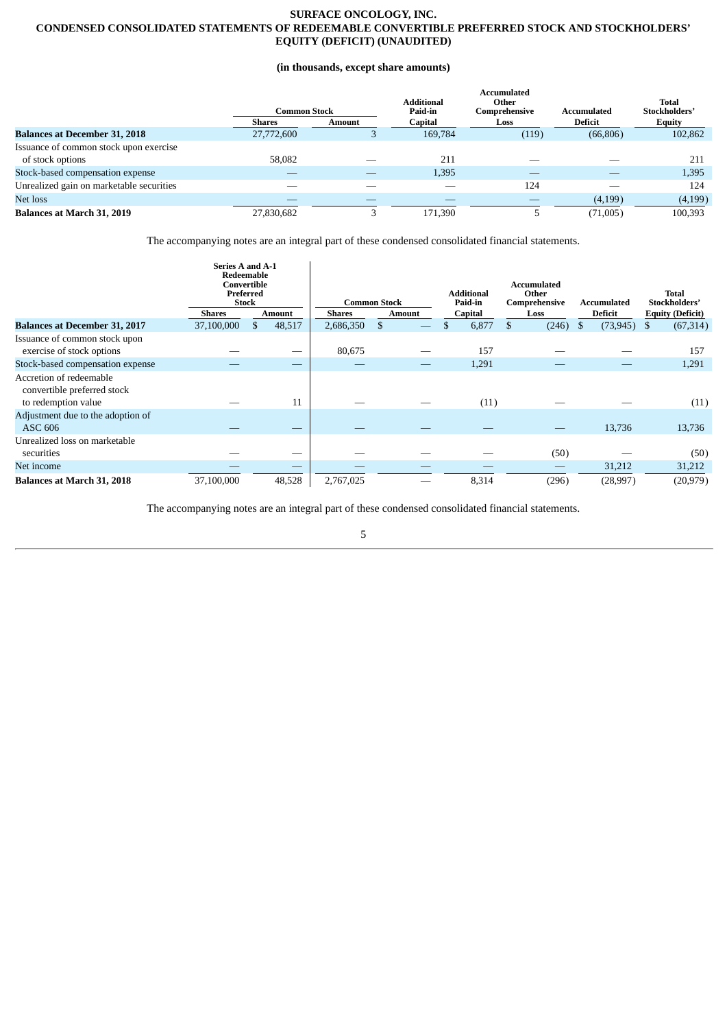**SURFACE ONCOLOGY, INC.**

**CONDENSED CONSOLIDATED STATEMENTS OF REDEEMABLE CONVERTIBLE PREFERRED STOCK AND STOCKHOLDERS' EQUITY (DEFICIT) (UNAUDITED)**

**(in thousands, except share amounts)**

| | Common Stock | | Additional Paid-in | Accumulated Other Comprehensive | Accumulated | Total Stockholders' |
|---|---|---|---|---|---|---|
| | Shares | Amount | Capital | Loss | Deficit | Equity |
| **Balances at December 31, 2018** | 27,772,600 | 3 | 169,784 | (119) | (66,806) | 102,862 |
| Issuance of common stock upon exercise of stock options | 58,082 | — | 211 | — | — | 211 |
| Stock-based compensation expense | — | — | 1,395 | — | — | 1,395 |
| Unrealized gain on marketable securities | — | — | — | 124 | — | 124 |
| Net loss | — | — | — | — | (4,199) | (4,199) |
| **Balances at March 31, 2019** | 27,830,682 | 3 | 171,390 | 5 | (71,005) | 100,393 |

The accompanying notes are an integral part of these condensed consolidated financial statements.

| | Series A and A-1 Redeemable Convertible Preferred Stock | | Common Stock | | Additional Paid-in | Accumulated Other Comprehensive | Accumulated | Total Stockholders' |
|---|---|---|---|---|---|---|---|---|
| | Shares | Amount | Shares | Amount | Capital | Loss | Deficit | Equity (Deficit) |
| **Balances at December 31, 2017** | 37,100,000 | $ 48,517 | 2,686,350 | $ — | $ 6,877 | $ (246) | $ (73,945) | $ (67,314) |
| Issuance of common stock upon exercise of stock options | — | — | 80,675 | — | 157 | — | — | 157 |
| Stock-based compensation expense | — | — | — | — | 1,291 | — | — | 1,291 |
| Accretion of redeemable convertible preferred stock to redemption value | — | 11 | — | — | (11) | — | — | (11) |
| Adjustment due to the adoption of ASC 606 | — | — | — | — | — | — | 13,736 | 13,736 |
| Unrealized loss on marketable securities | — | — | — | — | — | (50) | — | (50) |
| Net income | — | — | — | — | — | — | 31,212 | 31,212 |
| **Balances at March 31, 2018** | 37,100,000 | 48,528 | 2,767,025 | — | 8,314 | (296) | (28,997) | (20,979) |

The accompanying notes are an integral part of these condensed consolidated financial statements.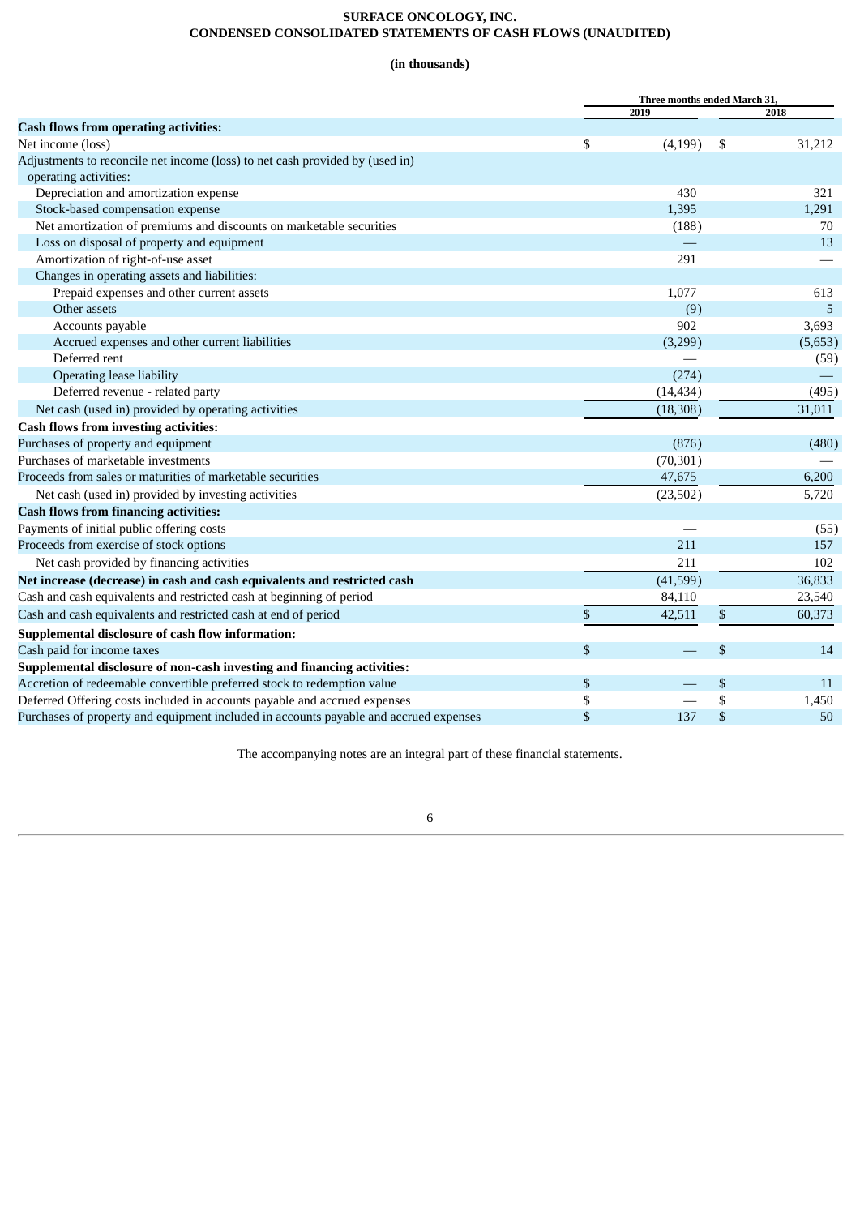**SURFACE ONCOLOGY, INC.**
**CONDENSED CONSOLIDATED STATEMENTS OF CASH FLOWS (UNAUDITED)**

**(in thousands)**

| | Three months ended March 31, | |
|---|---|---|
| | 2019 | 2018 |
| **Cash flows from operating activities:** | | |
| Net income (loss) | $ (4,199) | $ 31,212 |
| Adjustments to reconcile net income (loss) to net cash provided by (used in) operating activities: | | |
| Depreciation and amortization expense | 430 | 321 |
| Stock-based compensation expense | 1,395 | 1,291 |
| Net amortization of premiums and discounts on marketable securities | (188) | 70 |
| Loss on disposal of property and equipment | — | 13 |
| Amortization of right-of-use asset | 291 | — |
| Changes in operating assets and liabilities: | | |
| Prepaid expenses and other current assets | 1,077 | 613 |
| Other assets | (9) | 5 |
| Accounts payable | 902 | 3,693 |
| Accrued expenses and other current liabilities | (3,299) | (5,653) |
| Deferred rent | — | (59) |
| Operating lease liability | (274) | — |
| Deferred revenue - related party | (14,434) | (495) |
| Net cash (used in) provided by operating activities | (18,308) | 31,011 |
| **Cash flows from investing activities:** | | |
| Purchases of property and equipment | (876) | (480) |
| Purchases of marketable investments | (70,301) | — |
| Proceeds from sales or maturities of marketable securities | 47,675 | 6,200 |
| Net cash (used in) provided by investing activities | (23,502) | 5,720 |
| **Cash flows from financing activities:** | | |
| Payments of initial public offering costs | — | (55) |
| Proceeds from exercise of stock options | 211 | 157 |
| Net cash provided by financing activities | 211 | 102 |
| **Net increase (decrease) in cash and cash equivalents and restricted cash** | (41,599) | 36,833 |
| Cash and cash equivalents and restricted cash at beginning of period | 84,110 | 23,540 |
| Cash and cash equivalents and restricted cash at end of period | $ 42,511 | $ 60,373 |
| **Supplemental disclosure of cash flow information:** | | |
| Cash paid for income taxes | $ — | $ 14 |
| **Supplemental disclosure of non-cash investing and financing activities:** | | |
| Accretion of redeemable convertible preferred stock to redemption value | $ — | $ 11 |
| Deferred Offering costs included in accounts payable and accrued expenses | $ — | $ 1,450 |
| Purchases of property and equipment included in accounts payable and accrued expenses | $ 137 | $ 50 |

The accompanying notes are an integral part of these financial statements.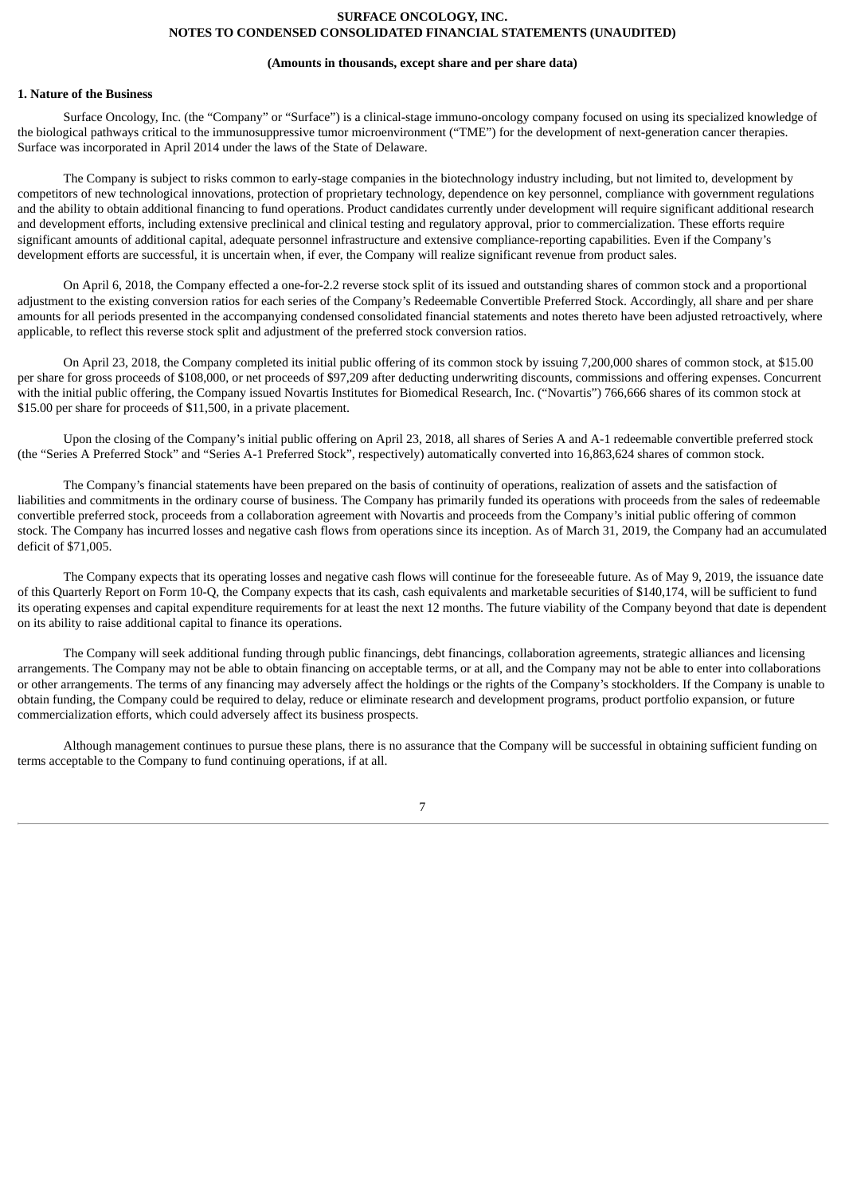**SURFACE ONCOLOGY, INC.**
**NOTES TO CONDENSED CONSOLIDATED FINANCIAL STATEMENTS (UNAUDITED)**

**(Amounts in thousands, except share and per share data)**

**1. Nature of the Business**

Surface Oncology, Inc. (the "Company" or "Surface") is a clinical-stage immuno-oncology company focused on using its specialized knowledge of the biological pathways critical to the immunosuppressive tumor microenvironment ("TME") for the development of next-generation cancer therapies. Surface was incorporated in April 2014 under the laws of the State of Delaware.

The Company is subject to risks common to early-stage companies in the biotechnology industry including, but not limited to, development by competitors of new technological innovations, protection of proprietary technology, dependence on key personnel, compliance with government regulations and the ability to obtain additional financing to fund operations. Product candidates currently under development will require significant additional research and development efforts, including extensive preclinical and clinical testing and regulatory approval, prior to commercialization. These efforts require significant amounts of additional capital, adequate personnel infrastructure and extensive compliance-reporting capabilities. Even if the Company's development efforts are successful, it is uncertain when, if ever, the Company will realize significant revenue from product sales.

On April 6, 2018, the Company effected a one-for-2.2 reverse stock split of its issued and outstanding shares of common stock and a proportional adjustment to the existing conversion ratios for each series of the Company's Redeemable Convertible Preferred Stock. Accordingly, all share and per share amounts for all periods presented in the accompanying condensed consolidated financial statements and notes thereto have been adjusted retroactively, where applicable, to reflect this reverse stock split and adjustment of the preferred stock conversion ratios.

On April 23, 2018, the Company completed its initial public offering of its common stock by issuing 7,200,000 shares of common stock, at $15.00 per share for gross proceeds of $108,000, or net proceeds of $97,209 after deducting underwriting discounts, commissions and offering expenses. Concurrent with the initial public offering, the Company issued Novartis Institutes for Biomedical Research, Inc. ("Novartis") 766,666 shares of its common stock at $15.00 per share for proceeds of $11,500, in a private placement.

Upon the closing of the Company's initial public offering on April 23, 2018, all shares of Series A and A-1 redeemable convertible preferred stock (the "Series A Preferred Stock" and "Series A-1 Preferred Stock", respectively) automatically converted into 16,863,624 shares of common stock.

The Company's financial statements have been prepared on the basis of continuity of operations, realization of assets and the satisfaction of liabilities and commitments in the ordinary course of business. The Company has primarily funded its operations with proceeds from the sales of redeemable convertible preferred stock, proceeds from a collaboration agreement with Novartis and proceeds from the Company's initial public offering of common stock. The Company has incurred losses and negative cash flows from operations since its inception. As of March 31, 2019, the Company had an accumulated deficit of $71,005.

The Company expects that its operating losses and negative cash flows will continue for the foreseeable future. As of May 9, 2019, the issuance date of this Quarterly Report on Form 10-Q, the Company expects that its cash, cash equivalents and marketable securities of $140,174, will be sufficient to fund its operating expenses and capital expenditure requirements for at least the next 12 months. The future viability of the Company beyond that date is dependent on its ability to raise additional capital to finance its operations.

The Company will seek additional funding through public financings, debt financings, collaboration agreements, strategic alliances and licensing arrangements. The Company may not be able to obtain financing on acceptable terms, or at all, and the Company may not be able to enter into collaborations or other arrangements. The terms of any financing may adversely affect the holdings or the rights of the Company's stockholders. If the Company is unable to obtain funding, the Company could be required to delay, reduce or eliminate research and development programs, product portfolio expansion, or future commercialization efforts, which could adversely affect its business prospects.

Although management continues to pursue these plans, there is no assurance that the Company will be successful in obtaining sufficient funding on terms acceptable to the Company to fund continuing operations, if at all.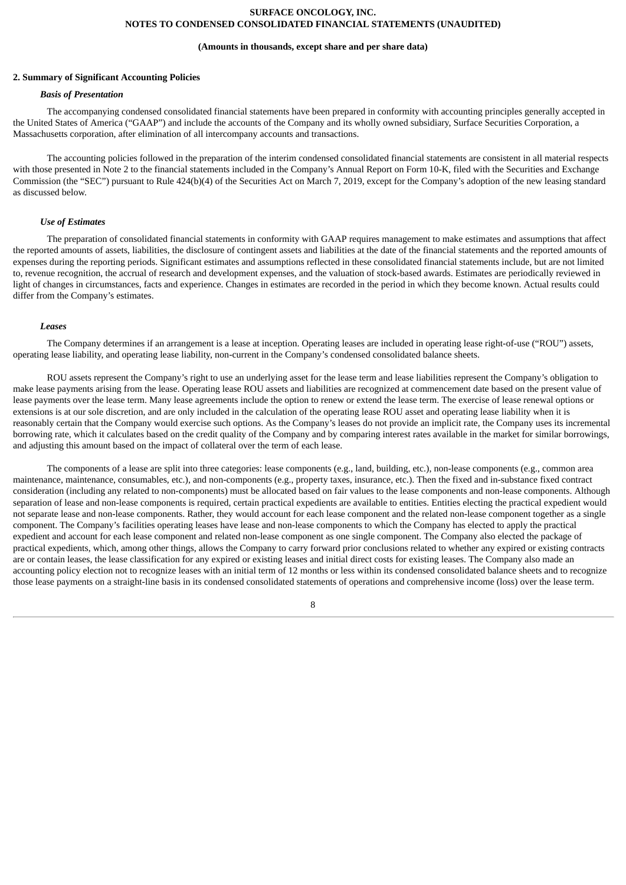**SURFACE ONCOLOGY, INC.**
**NOTES TO CONDENSED CONSOLIDATED FINANCIAL STATEMENTS (UNAUDITED)**

**(Amounts in thousands, except share and per share data)**

## 2. Summary of Significant Accounting Policies

### *Basis of Presentation*

The accompanying condensed consolidated financial statements have been prepared in conformity with accounting principles generally accepted in the United States of America ("GAAP") and include the accounts of the Company and its wholly owned subsidiary, Surface Securities Corporation, a Massachusetts corporation, after elimination of all intercompany accounts and transactions.

The accounting policies followed in the preparation of the interim condensed consolidated financial statements are consistent in all material respects with those presented in Note 2 to the financial statements included in the Company's Annual Report on Form 10-K, filed with the Securities and Exchange Commission (the "SEC") pursuant to Rule 424(b)(4) of the Securities Act on March 7, 2019, except for the Company's adoption of the new leasing standard as discussed below.

### *Use of Estimates*

The preparation of consolidated financial statements in conformity with GAAP requires management to make estimates and assumptions that affect the reported amounts of assets, liabilities, the disclosure of contingent assets and liabilities at the date of the financial statements and the reported amounts of expenses during the reporting periods. Significant estimates and assumptions reflected in these consolidated financial statements include, but are not limited to, revenue recognition, the accrual of research and development expenses, and the valuation of stock-based awards. Estimates are periodically reviewed in light of changes in circumstances, facts and experience. Changes in estimates are recorded in the period in which they become known. Actual results could differ from the Company's estimates.

### *Leases*

The Company determines if an arrangement is a lease at inception. Operating leases are included in operating lease right-of-use ("ROU") assets, operating lease liability, and operating lease liability, non-current in the Company's condensed consolidated balance sheets.

ROU assets represent the Company's right to use an underlying asset for the lease term and lease liabilities represent the Company's obligation to make lease payments arising from the lease. Operating lease ROU assets and liabilities are recognized at commencement date based on the present value of lease payments over the lease term. Many lease agreements include the option to renew or extend the lease term. The exercise of lease renewal options or extensions is at our sole discretion, and are only included in the calculation of the operating lease ROU asset and operating lease liability when it is reasonably certain that the Company would exercise such options. As the Company's leases do not provide an implicit rate, the Company uses its incremental borrowing rate, which it calculates based on the credit quality of the Company and by comparing interest rates available in the market for similar borrowings, and adjusting this amount based on the impact of collateral over the term of each lease.

The components of a lease are split into three categories: lease components (e.g., land, building, etc.), non-lease components (e.g., common area maintenance, maintenance, consumables, etc.), and non-components (e.g., property taxes, insurance, etc.). Then the fixed and in-substance fixed contract consideration (including any related to non-components) must be allocated based on fair values to the lease components and non-lease components. Although separation of lease and non-lease components is required, certain practical expedients are available to entities. Entities electing the practical expedient would not separate lease and non-lease components. Rather, they would account for each lease component and the related non-lease component together as a single component. The Company's facilities operating leases have lease and non-lease components to which the Company has elected to apply the practical expedient and account for each lease component and related non-lease component as one single component. The Company also elected the package of practical expedients, which, among other things, allows the Company to carry forward prior conclusions related to whether any expired or existing contracts are or contain leases, the lease classification for any expired or existing leases and initial direct costs for existing leases. The Company also made an accounting policy election not to recognize leases with an initial term of 12 months or less within its condensed consolidated balance sheets and to recognize those lease payments on a straight-line basis in its condensed consolidated statements of operations and comprehensive income (loss) over the lease term.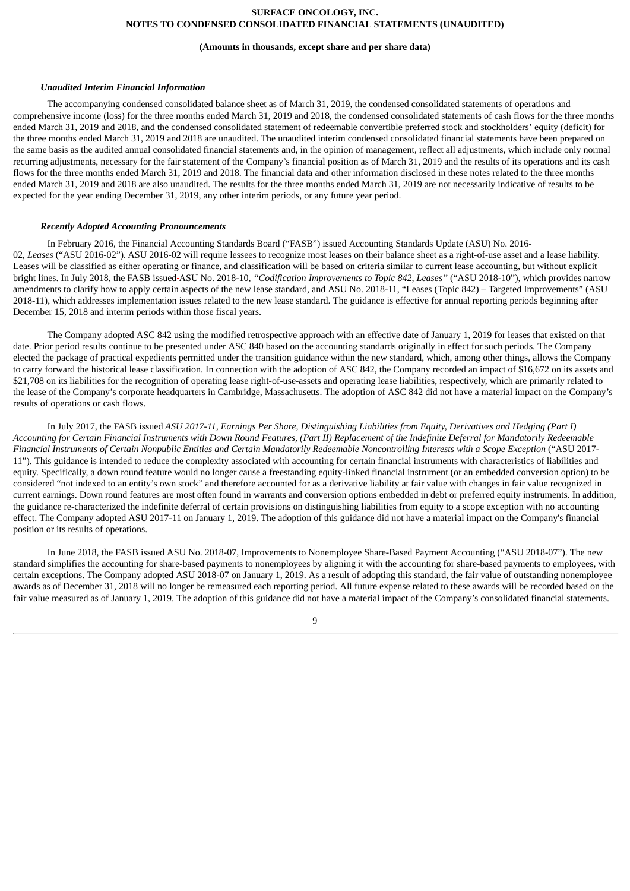***Unaudited Interim Financial Information***

The accompanying condensed consolidated balance sheet as of March 31, 2019, the condensed consolidated statements of operations and comprehensive income (loss) for the three months ended March 31, 2019 and 2018, the condensed consolidated statements of cash flows for the three months ended March 31, 2019 and 2018, and the condensed consolidated statement of redeemable convertible preferred stock and stockholders' equity (deficit) for the three months ended March 31, 2019 and 2018 are unaudited. The unaudited interim condensed consolidated financial statements have been prepared on the same basis as the audited annual consolidated financial statements and, in the opinion of management, reflect all adjustments, which include only normal recurring adjustments, necessary for the fair statement of the Company's financial position as of March 31, 2019 and the results of its operations and its cash flows for the three months ended March 31, 2019 and 2018. The financial data and other information disclosed in these notes related to the three months ended March 31, 2019 and 2018 are also unaudited. The results for the three months ended March 31, 2019 are not necessarily indicative of results to be expected for the year ending December 31, 2019, any other interim periods, or any future year period.

***Recently Adopted Accounting Pronouncements***

In February 2016, the Financial Accounting Standards Board ("FASB") issued Accounting Standards Update (ASU) No. 2016-02, *Leases* ("ASU 2016-02"). ASU 2016-02 will require lessees to recognize most leases on their balance sheet as a right-of-use asset and a lease liability. Leases will be classified as either operating or finance, and classification will be based on criteria similar to current lease accounting, but without explicit bright lines. In July 2018, the FASB issued ASU No. 2018-10, *"Codification Improvements to Topic 842, Leases"* ("ASU 2018-10"), which provides narrow amendments to clarify how to apply certain aspects of the new lease standard, and ASU No. 2018-11, "Leases (Topic 842) – Targeted Improvements" (ASU 2018-11), which addresses implementation issues related to the new lease standard. The guidance is effective for annual reporting periods beginning after December 15, 2018 and interim periods within those fiscal years.

The Company adopted ASC 842 using the modified retrospective approach with an effective date of January 1, 2019 for leases that existed on that date. Prior period results continue to be presented under ASC 840 based on the accounting standards originally in effect for such periods. The Company elected the package of practical expedients permitted under the transition guidance within the new standard, which, among other things, allows the Company to carry forward the historical lease classification. In connection with the adoption of ASC 842, the Company recorded an impact of $16,672 on its assets and $21,708 on its liabilities for the recognition of operating lease right-of-use-assets and operating lease liabilities, respectively, which are primarily related to the lease of the Company's corporate headquarters in Cambridge, Massachusetts. The adoption of ASC 842 did not have a material impact on the Company's results of operations or cash flows.

In July 2017, the FASB issued *ASU 2017-11, Earnings Per Share, Distinguishing Liabilities from Equity, Derivatives and Hedging (Part I) Accounting for Certain Financial Instruments with Down Round Features, (Part II) Replacement of the Indefinite Deferral for Mandatorily Redeemable Financial Instruments of Certain Nonpublic Entities and Certain Mandatorily Redeemable Noncontrolling Interests with a Scope Exception* ("ASU 2017-11"). This guidance is intended to reduce the complexity associated with accounting for certain financial instruments with characteristics of liabilities and equity. Specifically, a down round feature would no longer cause a freestanding equity-linked financial instrument (or an embedded conversion option) to be considered "not indexed to an entity's own stock" and therefore accounted for as a derivative liability at fair value with changes in fair value recognized in current earnings. Down round features are most often found in warrants and conversion options embedded in debt or preferred equity instruments. In addition, the guidance re-characterized the indefinite deferral of certain provisions on distinguishing liabilities from equity to a scope exception with no accounting effect. The Company adopted ASU 2017-11 on January 1, 2019. The adoption of this guidance did not have a material impact on the Company's financial position or its results of operations.

In June 2018, the FASB issued ASU No. 2018-07, Improvements to Nonemployee Share-Based Payment Accounting ("ASU 2018-07"). The new standard simplifies the accounting for share-based payments to nonemployees by aligning it with the accounting for share-based payments to employees, with certain exceptions. The Company adopted ASU 2018-07 on January 1, 2019. As a result of adopting this standard, the fair value of outstanding nonemployee awards as of December 31, 2018 will no longer be remeasured each reporting period. All future expense related to these awards will be recorded based on the fair value measured as of January 1, 2019. The adoption of this guidance did not have a material impact of the Company's consolidated financial statements.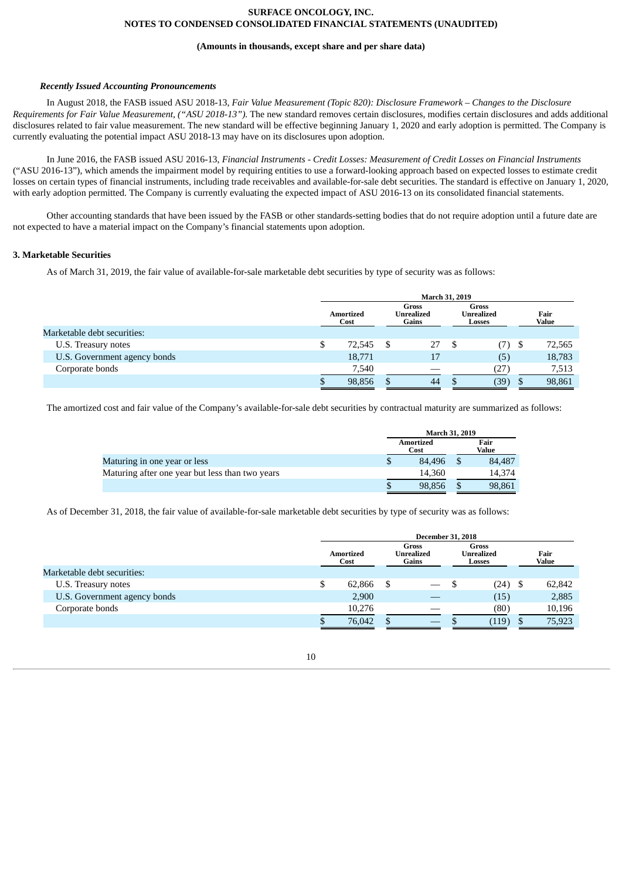### *Recently Issued Accounting Pronouncements*

In August 2018, the FASB issued ASU 2018-13, *Fair Value Measurement (Topic 820): Disclosure Framework – Changes to the Disclosure Requirements for Fair Value Measurement, ("ASU 2018-13").* The new standard removes certain disclosures, modifies certain disclosures and adds additional disclosures related to fair value measurement. The new standard will be effective beginning January 1, 2020 and early adoption is permitted. The Company is currently evaluating the potential impact ASU 2018-13 may have on its disclosures upon adoption.

In June 2016, the FASB issued ASU 2016-13, *Financial Instruments - Credit Losses: Measurement of Credit Losses on Financial Instruments* ("ASU 2016-13"), which amends the impairment model by requiring entities to use a forward-looking approach based on expected losses to estimate credit losses on certain types of financial instruments, including trade receivables and available-for-sale debt securities. The standard is effective on January 1, 2020, with early adoption permitted. The Company is currently evaluating the expected impact of ASU 2016-13 on its consolidated financial statements.

Other accounting standards that have been issued by the FASB or other standards-setting bodies that do not require adoption until a future date are not expected to have a material impact on the Company's financial statements upon adoption.

### 3. Marketable Securities

As of March 31, 2019, the fair value of available-for-sale marketable debt securities by type of security was as follows:

| | March 31, 2019 | | | |
|---|---|---|---|---|
| | Amortized Cost | Gross Unrealized Gains | Gross Unrealized Losses | Fair Value |
| Marketable debt securities: | | | | |
| U.S. Treasury notes | $ 72,545 | $ 27 | $ (7) | $ 72,565 |
| U.S. Government agency bonds | 18,771 | 17 | (5) | 18,783 |
| Corporate bonds | 7,540 | — | (27) | 7,513 |
| | $ 98,856 | $ 44 | $ (39) | $ 98,861 |

The amortized cost and fair value of the Company's available-for-sale debt securities by contractual maturity are summarized as follows:

| | March 31, 2019 | |
|---|---|---|
| | Amortized Cost | Fair Value |
| Maturing in one year or less | $ 84,496 | $ 84,487 |
| Maturing after one year but less than two years | 14,360 | 14,374 |
| | $ 98,856 | $ 98,861 |

As of December 31, 2018, the fair value of available-for-sale marketable debt securities by type of security was as follows:

| | December 31, 2018 | | | |
|---|---|---|---|---|
| | Amortized Cost | Gross Unrealized Gains | Gross Unrealized Losses | Fair Value |
| Marketable debt securities: | | | | |
| U.S. Treasury notes | $ 62,866 | $ — | $ (24) | $ 62,842 |
| U.S. Government agency bonds | 2,900 | — | (15) | 2,885 |
| Corporate bonds | 10,276 | — | (80) | 10,196 |
| | $ 76,042 | $ — | $ (119) | $ 75,923 |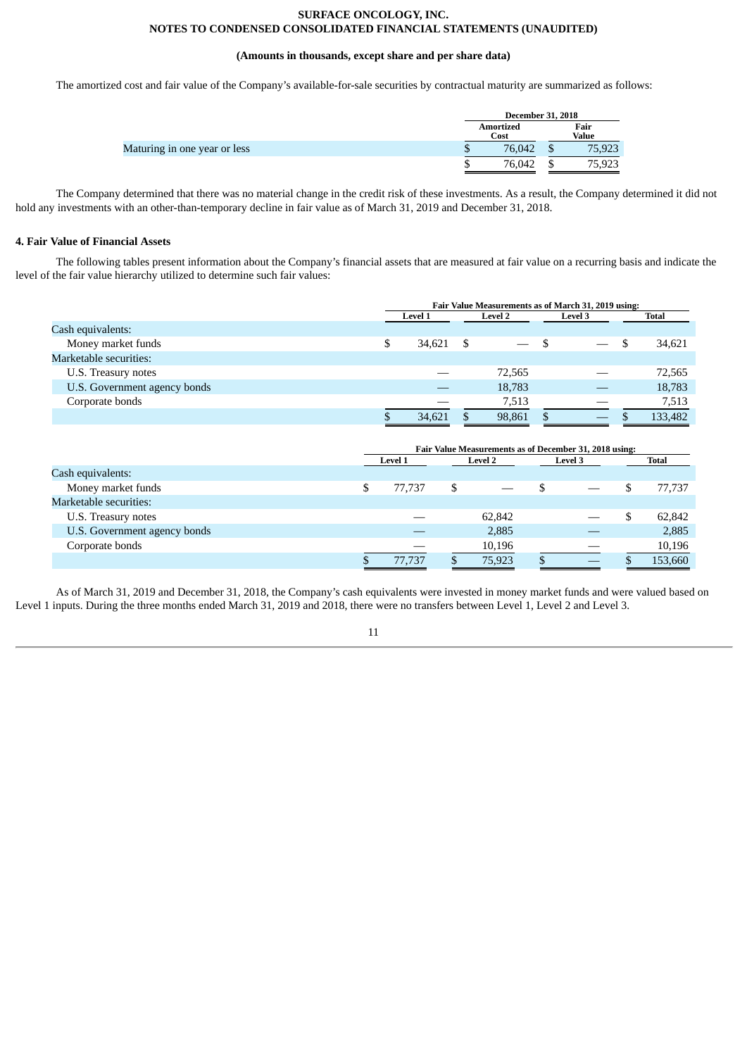The amortized cost and fair value of the Company's available-for-sale securities by contractual maturity are summarized as follows:

| | December 31, 2018 | |
|---|---|---|
| | Amortized Cost | Fair Value |
| Maturing in one year or less | $ 76,042 | $ 75,923 |
| | $ 76,042 | $ 75,923 |

The Company determined that there was no material change in the credit risk of these investments. As a result, the Company determined it did not hold any investments with an other-than-temporary decline in fair value as of March 31, 2019 and December 31, 2018.

## 4. Fair Value of Financial Assets

The following tables present information about the Company's financial assets that are measured at fair value on a recurring basis and indicate the level of the fair value hierarchy utilized to determine such fair values:

| | Fair Value Measurements as of March 31, 2019 using: | | | |
|---|---|---|---|---|
| | Level 1 | Level 2 | Level 3 | Total |
| Cash equivalents: | | | | |
| Money market funds | $ 34,621 | $ — | $ — | $ 34,621 |
| Marketable securities: | | | | |
| U.S. Treasury notes | — | 72,565 | — | 72,565 |
| U.S. Government agency bonds | — | 18,783 | — | 18,783 |
| Corporate bonds | — | 7,513 | — | 7,513 |
| | $ 34,621 | $ 98,861 | $ — | $ 133,482 |

| | Fair Value Measurements as of December 31, 2018 using: | | | |
|---|---|---|---|---|
| | Level 1 | Level 2 | Level 3 | Total |
| Cash equivalents: | | | | |
| Money market funds | $ 77,737 | $ — | $ — | $ 77,737 |
| Marketable securities: | | | | |
| U.S. Treasury notes | — | 62,842 | — | $ 62,842 |
| U.S. Government agency bonds | — | 2,885 | — | 2,885 |
| Corporate bonds | — | 10,196 | — | 10,196 |
| | $ 77,737 | $ 75,923 | $ — | $ 153,660 |

As of March 31, 2019 and December 31, 2018, the Company's cash equivalents were invested in money market funds and were valued based on Level 1 inputs. During the three months ended March 31, 2019 and 2018, there were no transfers between Level 1, Level 2 and Level 3.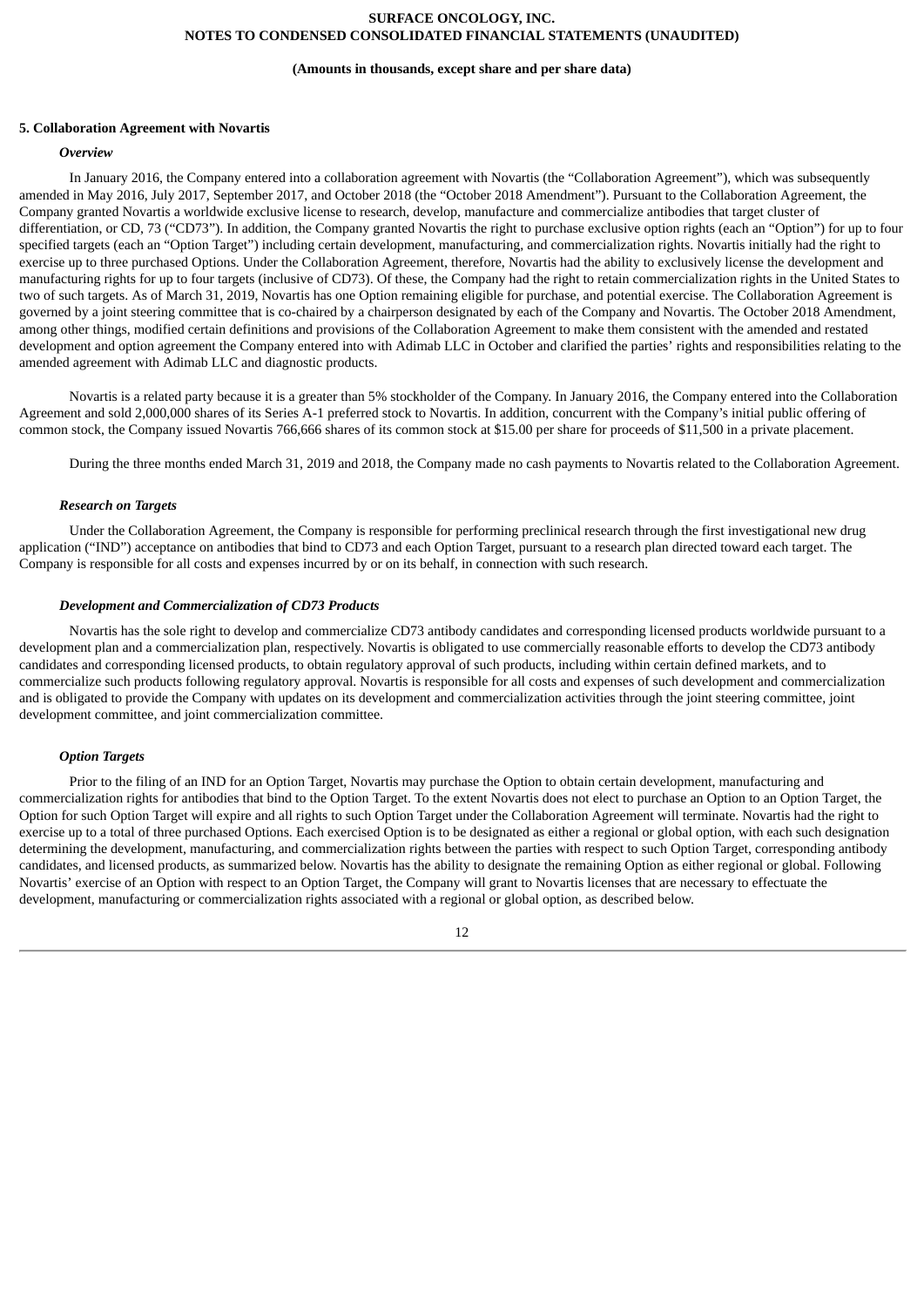### 5. Collaboration Agreement with Novartis

#### *Overview*

In January 2016, the Company entered into a collaboration agreement with Novartis (the "Collaboration Agreement"), which was subsequently amended in May 2016, July 2017, September 2017, and October 2018 (the "October 2018 Amendment"). Pursuant to the Collaboration Agreement, the Company granted Novartis a worldwide exclusive license to research, develop, manufacture and commercialize antibodies that target cluster of differentiation, or CD, 73 ("CD73"). In addition, the Company granted Novartis the right to purchase exclusive option rights (each an "Option") for up to four specified targets (each an "Option Target") including certain development, manufacturing, and commercialization rights. Novartis initially had the right to exercise up to three purchased Options. Under the Collaboration Agreement, therefore, Novartis had the ability to exclusively license the development and manufacturing rights for up to four targets (inclusive of CD73). Of these, the Company had the right to retain commercialization rights in the United States to two of such targets. As of March 31, 2019, Novartis has one Option remaining eligible for purchase, and potential exercise. The Collaboration Agreement is governed by a joint steering committee that is co-chaired by a chairperson designated by each of the Company and Novartis. The October 2018 Amendment, among other things, modified certain definitions and provisions of the Collaboration Agreement to make them consistent with the amended and restated development and option agreement the Company entered into with Adimab LLC in October and clarified the parties' rights and responsibilities relating to the amended agreement with Adimab LLC and diagnostic products.

Novartis is a related party because it is a greater than 5% stockholder of the Company. In January 2016, the Company entered into the Collaboration Agreement and sold 2,000,000 shares of its Series A-1 preferred stock to Novartis. In addition, concurrent with the Company's initial public offering of common stock, the Company issued Novartis 766,666 shares of its common stock at $15.00 per share for proceeds of $11,500 in a private placement.

During the three months ended March 31, 2019 and 2018, the Company made no cash payments to Novartis related to the Collaboration Agreement.

#### *Research on Targets*

Under the Collaboration Agreement, the Company is responsible for performing preclinical research through the first investigational new drug application ("IND") acceptance on antibodies that bind to CD73 and each Option Target, pursuant to a research plan directed toward each target. The Company is responsible for all costs and expenses incurred by or on its behalf, in connection with such research.

#### *Development and Commercialization of CD73 Products*

Novartis has the sole right to develop and commercialize CD73 antibody candidates and corresponding licensed products worldwide pursuant to a development plan and a commercialization plan, respectively. Novartis is obligated to use commercially reasonable efforts to develop the CD73 antibody candidates and corresponding licensed products, to obtain regulatory approval of such products, including within certain defined markets, and to commercialize such products following regulatory approval. Novartis is responsible for all costs and expenses of such development and commercialization and is obligated to provide the Company with updates on its development and commercialization activities through the joint steering committee, joint development committee, and joint commercialization committee.

#### *Option Targets*

Prior to the filing of an IND for an Option Target, Novartis may purchase the Option to obtain certain development, manufacturing and commercialization rights for antibodies that bind to the Option Target. To the extent Novartis does not elect to purchase an Option to an Option Target, the Option for such Option Target will expire and all rights to such Option Target under the Collaboration Agreement will terminate. Novartis had the right to exercise up to a total of three purchased Options. Each exercised Option is to be designated as either a regional or global option, with each such designation determining the development, manufacturing, and commercialization rights between the parties with respect to such Option Target, corresponding antibody candidates, and licensed products, as summarized below. Novartis has the ability to designate the remaining Option as either regional or global. Following Novartis' exercise of an Option with respect to an Option Target, the Company will grant to Novartis licenses that are necessary to effectuate the development, manufacturing or commercialization rights associated with a regional or global option, as described below.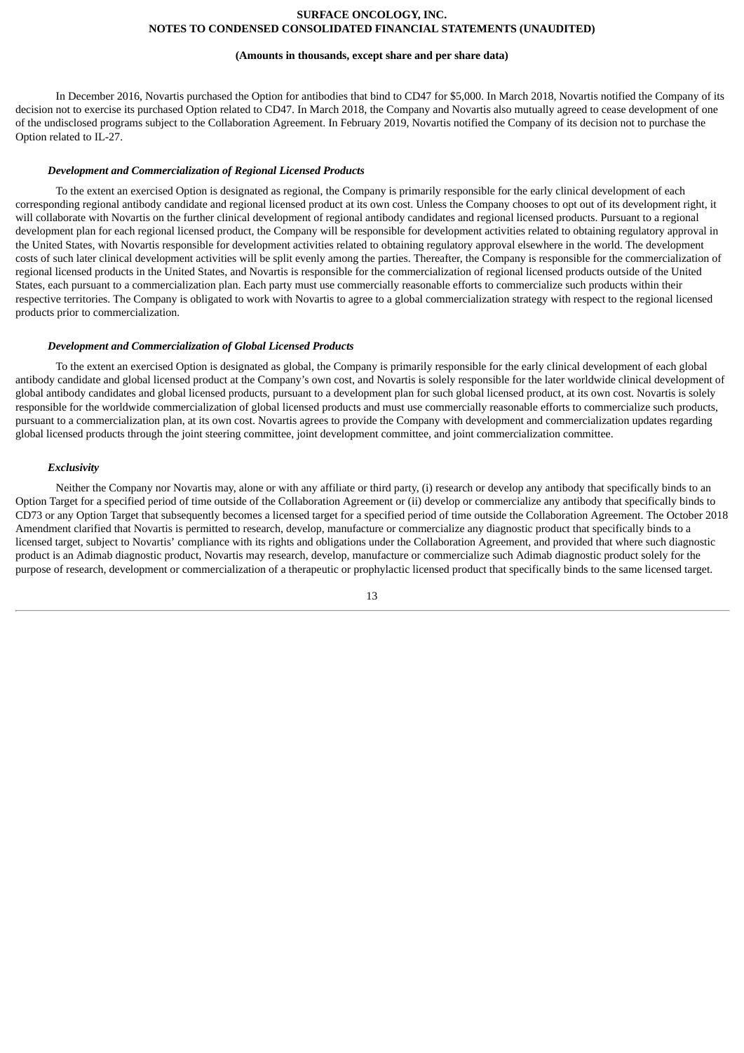In December 2016, Novartis purchased the Option for antibodies that bind to CD47 for $5,000. In March 2018, Novartis notified the Company of its decision not to exercise its purchased Option related to CD47. In March 2018, the Company and Novartis also mutually agreed to cease development of one of the undisclosed programs subject to the Collaboration Agreement. In February 2019, Novartis notified the Company of its decision not to purchase the Option related to IL-27.

***Development and Commercialization of Regional Licensed Products***

To the extent an exercised Option is designated as regional, the Company is primarily responsible for the early clinical development of each corresponding regional antibody candidate and regional licensed product at its own cost. Unless the Company chooses to opt out of its development right, it will collaborate with Novartis on the further clinical development of regional antibody candidates and regional licensed products. Pursuant to a regional development plan for each regional licensed product, the Company will be responsible for development activities related to obtaining regulatory approval in the United States, with Novartis responsible for development activities related to obtaining regulatory approval elsewhere in the world. The development costs of such later clinical development activities will be split evenly among the parties. Thereafter, the Company is responsible for the commercialization of regional licensed products in the United States, and Novartis is responsible for the commercialization of regional licensed products outside of the United States, each pursuant to a commercialization plan. Each party must use commercially reasonable efforts to commercialize such products within their respective territories. The Company is obligated to work with Novartis to agree to a global commercialization strategy with respect to the regional licensed products prior to commercialization.

***Development and Commercialization of Global Licensed Products***

To the extent an exercised Option is designated as global, the Company is primarily responsible for the early clinical development of each global antibody candidate and global licensed product at the Company's own cost, and Novartis is solely responsible for the later worldwide clinical development of global antibody candidates and global licensed products, pursuant to a development plan for such global licensed product, at its own cost. Novartis is solely responsible for the worldwide commercialization of global licensed products and must use commercially reasonable efforts to commercialize such products, pursuant to a commercialization plan, at its own cost. Novartis agrees to provide the Company with development and commercialization updates regarding global licensed products through the joint steering committee, joint development committee, and joint commercialization committee.

***Exclusivity***

Neither the Company nor Novartis may, alone or with any affiliate or third party, (i) research or develop any antibody that specifically binds to an Option Target for a specified period of time outside of the Collaboration Agreement or (ii) develop or commercialize any antibody that specifically binds to CD73 or any Option Target that subsequently becomes a licensed target for a specified period of time outside the Collaboration Agreement. The October 2018 Amendment clarified that Novartis is permitted to research, develop, manufacture or commercialize any diagnostic product that specifically binds to a licensed target, subject to Novartis' compliance with its rights and obligations under the Collaboration Agreement, and provided that where such diagnostic product is an Adimab diagnostic product, Novartis may research, develop, manufacture or commercialize such Adimab diagnostic product solely for the purpose of research, development or commercialization of a therapeutic or prophylactic licensed product that specifically binds to the same licensed target.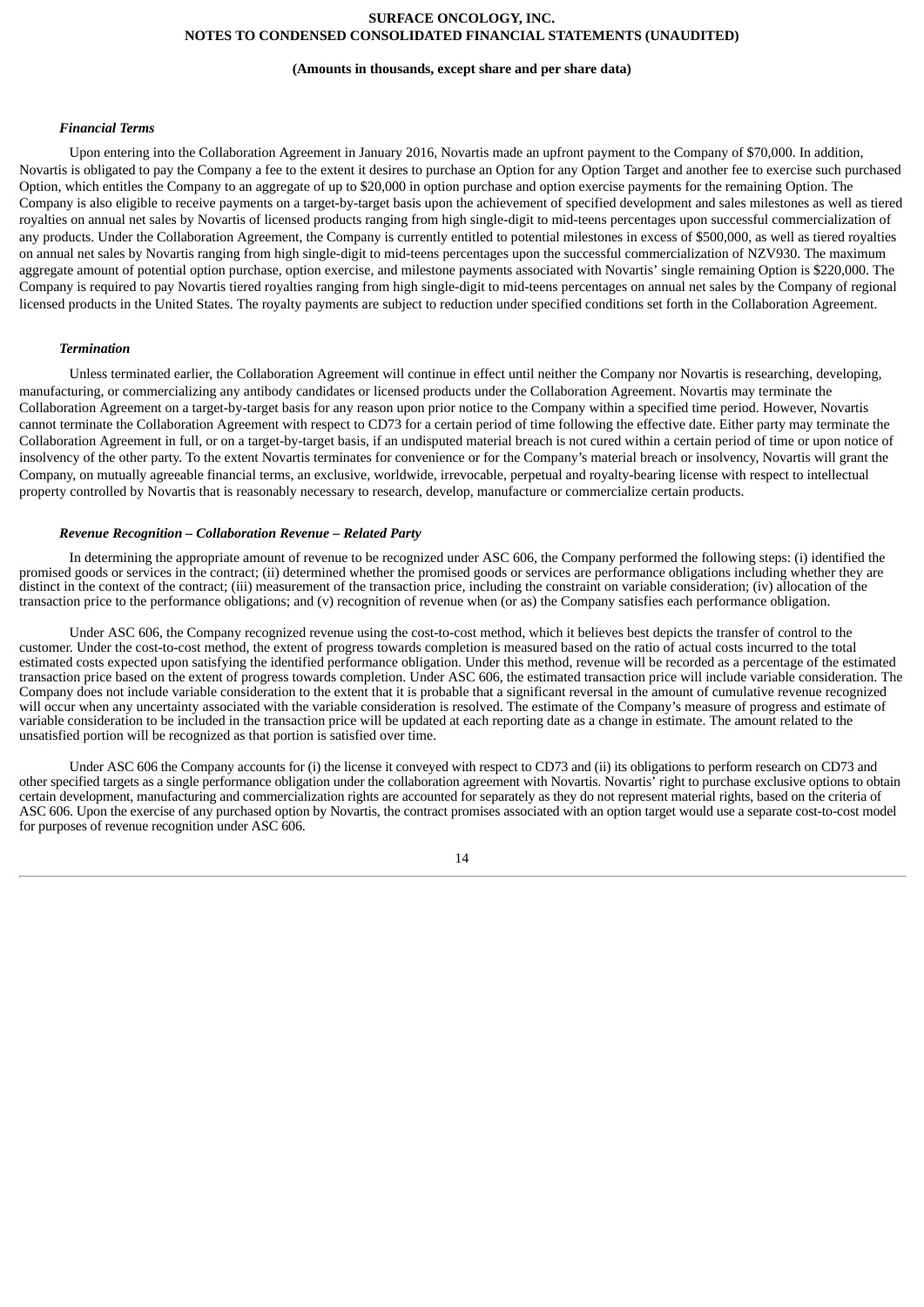***Financial Terms***

Upon entering into the Collaboration Agreement in January 2016, Novartis made an upfront payment to the Company of $70,000. In addition, Novartis is obligated to pay the Company a fee to the extent it desires to purchase an Option for any Option Target and another fee to exercise such purchased Option, which entitles the Company to an aggregate of up to $20,000 in option purchase and option exercise payments for the remaining Option. The Company is also eligible to receive payments on a target-by-target basis upon the achievement of specified development and sales milestones as well as tiered royalties on annual net sales by Novartis of licensed products ranging from high single-digit to mid-teens percentages upon successful commercialization of any products. Under the Collaboration Agreement, the Company is currently entitled to potential milestones in excess of $500,000, as well as tiered royalties on annual net sales by Novartis ranging from high single-digit to mid-teens percentages upon the successful commercialization of NZV930. The maximum aggregate amount of potential option purchase, option exercise, and milestone payments associated with Novartis' single remaining Option is $220,000. The Company is required to pay Novartis tiered royalties ranging from high single-digit to mid-teens percentages on annual net sales by the Company of regional licensed products in the United States. The royalty payments are subject to reduction under specified conditions set forth in the Collaboration Agreement.

***Termination***

Unless terminated earlier, the Collaboration Agreement will continue in effect until neither the Company nor Novartis is researching, developing, manufacturing, or commercializing any antibody candidates or licensed products under the Collaboration Agreement. Novartis may terminate the Collaboration Agreement on a target-by-target basis for any reason upon prior notice to the Company within a specified time period. However, Novartis cannot terminate the Collaboration Agreement with respect to CD73 for a certain period of time following the effective date. Either party may terminate the Collaboration Agreement in full, or on a target-by-target basis, if an undisputed material breach is not cured within a certain period of time or upon notice of insolvency of the other party. To the extent Novartis terminates for convenience or for the Company's material breach or insolvency, Novartis will grant the Company, on mutually agreeable financial terms, an exclusive, worldwide, irrevocable, perpetual and royalty-bearing license with respect to intellectual property controlled by Novartis that is reasonably necessary to research, develop, manufacture or commercialize certain products.

***Revenue Recognition – Collaboration Revenue – Related Party***

In determining the appropriate amount of revenue to be recognized under ASC 606, the Company performed the following steps: (i) identified the promised goods or services in the contract; (ii) determined whether the promised goods or services are performance obligations including whether they are distinct in the context of the contract; (iii) measurement of the transaction price, including the constraint on variable consideration; (iv) allocation of the transaction price to the performance obligations; and (v) recognition of revenue when (or as) the Company satisfies each performance obligation.

Under ASC 606, the Company recognized revenue using the cost-to-cost method, which it believes best depicts the transfer of control to the customer. Under the cost-to-cost method, the extent of progress towards completion is measured based on the ratio of actual costs incurred to the total estimated costs expected upon satisfying the identified performance obligation. Under this method, revenue will be recorded as a percentage of the estimated transaction price based on the extent of progress towards completion. Under ASC 606, the estimated transaction price will include variable consideration. The Company does not include variable consideration to the extent that it is probable that a significant reversal in the amount of cumulative revenue recognized will occur when any uncertainty associated with the variable consideration is resolved. The estimate of the Company's measure of progress and estimate of variable consideration to be included in the transaction price will be updated at each reporting date as a change in estimate. The amount related to the unsatisfied portion will be recognized as that portion is satisfied over time.

Under ASC 606 the Company accounts for (i) the license it conveyed with respect to CD73 and (ii) its obligations to perform research on CD73 and other specified targets as a single performance obligation under the collaboration agreement with Novartis. Novartis' right to purchase exclusive options to obtain certain development, manufacturing and commercialization rights are accounted for separately as they do not represent material rights, based on the criteria of ASC 606. Upon the exercise of any purchased option by Novartis, the contract promises associated with an option target would use a separate cost-to-cost model for purposes of revenue recognition under ASC 606.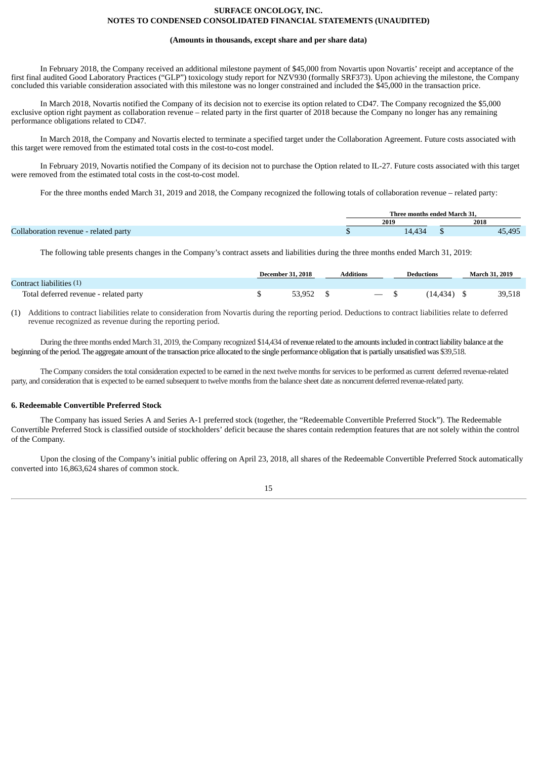In February 2018, the Company received an additional milestone payment of $45,000 from Novartis upon Novartis' receipt and acceptance of the first final audited Good Laboratory Practices ("GLP") toxicology study report for NZV930 (formally SRF373). Upon achieving the milestone, the Company concluded this variable consideration associated with this milestone was no longer constrained and included the $45,000 in the transaction price.

In March 2018, Novartis notified the Company of its decision not to exercise its option related to CD47. The Company recognized the $5,000 exclusive option right payment as collaboration revenue – related party in the first quarter of 2018 because the Company no longer has any remaining performance obligations related to CD47.

In March 2018, the Company and Novartis elected to terminate a specified target under the Collaboration Agreement. Future costs associated with this target were removed from the estimated total costs in the cost-to-cost model.

In February 2019, Novartis notified the Company of its decision not to purchase the Option related to IL-27. Future costs associated with this target were removed from the estimated total costs in the cost-to-cost model.

For the three months ended March 31, 2019 and 2018, the Company recognized the following totals of collaboration revenue – related party:

| | Three months ended March 31, | |
|---|---|---|
| | 2019 | 2018 |
| Collaboration revenue - related party | $ 14,434 | $ 45,495 |

The following table presents changes in the Company's contract assets and liabilities during the three months ended March 31, 2019:

| | December 31, 2018 | Additions | Deductions | March 31, 2019 |
|---|---|---|---|---|
| Contract liabilities (1) | | | | |
| Total deferred revenue - related party | $ 53,952 | $ — | $ (14,434) | $ 39,518 |

(1) Additions to contract liabilities relate to consideration from Novartis during the reporting period. Deductions to contract liabilities relate to deferred revenue recognized as revenue during the reporting period.

During the three months ended March 31, 2019, the Company recognized $14,434 of revenue related to the amounts included in contract liability balance at the beginning of the period. The aggregate amount of the transaction price allocated to the single performance obligation that is partially unsatisfied was $39,518.

The Company considers the total consideration expected to be earned in the next twelve months for services to be performed as current deferred revenue-related party, and consideration that is expected to be earned subsequent to twelve months from the balance sheet date as noncurrent deferred revenue-related party.

## 6. Redeemable Convertible Preferred Stock

The Company has issued Series A and Series A-1 preferred stock (together, the "Redeemable Convertible Preferred Stock"). The Redeemable Convertible Preferred Stock is classified outside of stockholders' deficit because the shares contain redemption features that are not solely within the control of the Company.

Upon the closing of the Company's initial public offering on April 23, 2018, all shares of the Redeemable Convertible Preferred Stock automatically converted into 16,863,624 shares of common stock.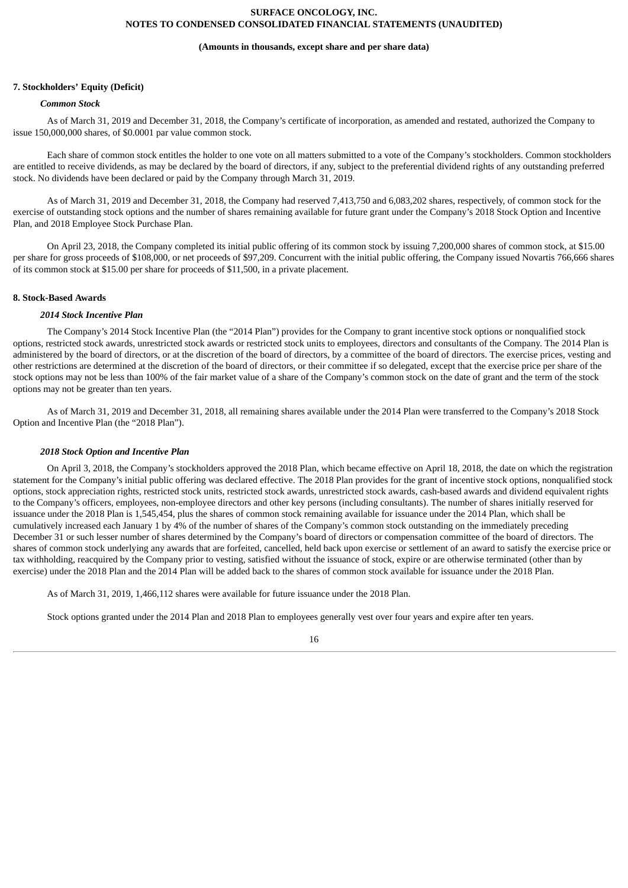## 7. Stockholders' Equity (Deficit)

### *Common Stock*

As of March 31, 2019 and December 31, 2018, the Company's certificate of incorporation, as amended and restated, authorized the Company to issue 150,000,000 shares, of $0.0001 par value common stock.

Each share of common stock entitles the holder to one vote on all matters submitted to a vote of the Company's stockholders. Common stockholders are entitled to receive dividends, as may be declared by the board of directors, if any, subject to the preferential dividend rights of any outstanding preferred stock. No dividends have been declared or paid by the Company through March 31, 2019.

As of March 31, 2019 and December 31, 2018, the Company had reserved 7,413,750 and 6,083,202 shares, respectively, of common stock for the exercise of outstanding stock options and the number of shares remaining available for future grant under the Company's 2018 Stock Option and Incentive Plan, and 2018 Employee Stock Purchase Plan.

On April 23, 2018, the Company completed its initial public offering of its common stock by issuing 7,200,000 shares of common stock, at $15.00 per share for gross proceeds of $108,000, or net proceeds of $97,209. Concurrent with the initial public offering, the Company issued Novartis 766,666 shares of its common stock at $15.00 per share for proceeds of $11,500, in a private placement.

## 8. Stock-Based Awards

### *2014 Stock Incentive Plan*

The Company's 2014 Stock Incentive Plan (the "2014 Plan") provides for the Company to grant incentive stock options or nonqualified stock options, restricted stock awards, unrestricted stock awards or restricted stock units to employees, directors and consultants of the Company. The 2014 Plan is administered by the board of directors, or at the discretion of the board of directors, by a committee of the board of directors. The exercise prices, vesting and other restrictions are determined at the discretion of the board of directors, or their committee if so delegated, except that the exercise price per share of the stock options may not be less than 100% of the fair market value of a share of the Company's common stock on the date of grant and the term of the stock options may not be greater than ten years.

As of March 31, 2019 and December 31, 2018, all remaining shares available under the 2014 Plan were transferred to the Company's 2018 Stock Option and Incentive Plan (the "2018 Plan").

### *2018 Stock Option and Incentive Plan*

On April 3, 2018, the Company's stockholders approved the 2018 Plan, which became effective on April 18, 2018, the date on which the registration statement for the Company's initial public offering was declared effective. The 2018 Plan provides for the grant of incentive stock options, nonqualified stock options, stock appreciation rights, restricted stock units, restricted stock awards, unrestricted stock awards, cash-based awards and dividend equivalent rights to the Company's officers, employees, non-employee directors and other key persons (including consultants). The number of shares initially reserved for issuance under the 2018 Plan is 1,545,454, plus the shares of common stock remaining available for issuance under the 2014 Plan, which shall be cumulatively increased each January 1 by 4% of the number of shares of the Company's common stock outstanding on the immediately preceding December 31 or such lesser number of shares determined by the Company's board of directors or compensation committee of the board of directors. The shares of common stock underlying any awards that are forfeited, cancelled, held back upon exercise or settlement of an award to satisfy the exercise price or tax withholding, reacquired by the Company prior to vesting, satisfied without the issuance of stock, expire or are otherwise terminated (other than by exercise) under the 2018 Plan and the 2014 Plan will be added back to the shares of common stock available for issuance under the 2018 Plan.

As of March 31, 2019, 1,466,112 shares were available for future issuance under the 2018 Plan.

Stock options granted under the 2014 Plan and 2018 Plan to employees generally vest over four years and expire after ten years.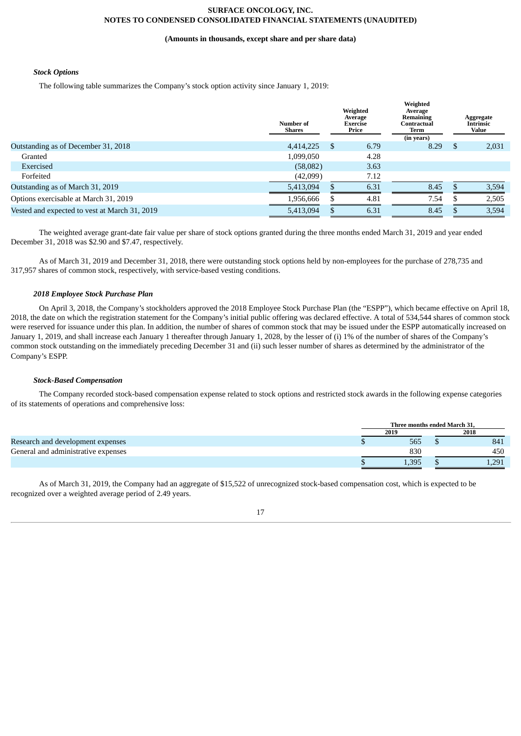**SURFACE ONCOLOGY, INC.**
**NOTES TO CONDENSED CONSOLIDATED FINANCIAL STATEMENTS (UNAUDITED)**

**(Amounts in thousands, except share and per share data)**

### *Stock Options*

The following table summarizes the Company's stock option activity since January 1, 2019:

| | Number of Shares | Weighted Average Exercise Price | Weighted Average Remaining Contractual Term (in years) | Aggregate Intrinsic Value |
|---|---|---|---|---|
| Outstanding as of December 31, 2018 | 4,414,225 | $ 6.79 | 8.29 | $ 2,031 |
| Granted | 1,099,050 | 4.28 | | |
| Exercised | (58,082) | 3.63 | | |
| Forfeited | (42,099) | 7.12 | | |
| Outstanding as of March 31, 2019 | 5,413,094 | $ 6.31 | 8.45 | $ 3,594 |
| Options exercisable at March 31, 2019 | 1,956,666 | $ 4.81 | 7.54 | $ 2,505 |
| Vested and expected to vest at March 31, 2019 | 5,413,094 | $ 6.31 | 8.45 | $ 3,594 |

The weighted average grant-date fair value per share of stock options granted during the three months ended March 31, 2019 and year ended December 31, 2018 was $2.90 and $7.47, respectively.

As of March 31, 2019 and December 31, 2018, there were outstanding stock options held by non-employees for the purchase of 278,735 and 317,957 shares of common stock, respectively, with service-based vesting conditions.

### *2018 Employee Stock Purchase Plan*

On April 3, 2018, the Company's stockholders approved the 2018 Employee Stock Purchase Plan (the "ESPP"), which became effective on April 18, 2018, the date on which the registration statement for the Company's initial public offering was declared effective. A total of 534,544 shares of common stock were reserved for issuance under this plan. In addition, the number of shares of common stock that may be issued under the ESPP automatically increased on January 1, 2019, and shall increase each January 1 thereafter through January 1, 2028, by the lesser of (i) 1% of the number of shares of the Company's common stock outstanding on the immediately preceding December 31 and (ii) such lesser number of shares as determined by the administrator of the Company's ESPP.

### *Stock-Based Compensation*

The Company recorded stock-based compensation expense related to stock options and restricted stock awards in the following expense categories of its statements of operations and comprehensive loss:

| | Three months ended March 31, | |
|---|---|---|
| | 2019 | 2018 |
| Research and development expenses | $ 565 | $ 841 |
| General and administrative expenses | 830 | 450 |
| | $ 1,395 | $ 1,291 |

As of March 31, 2019, the Company had an aggregate of $15,522 of unrecognized stock-based compensation cost, which is expected to be recognized over a weighted average period of 2.49 years.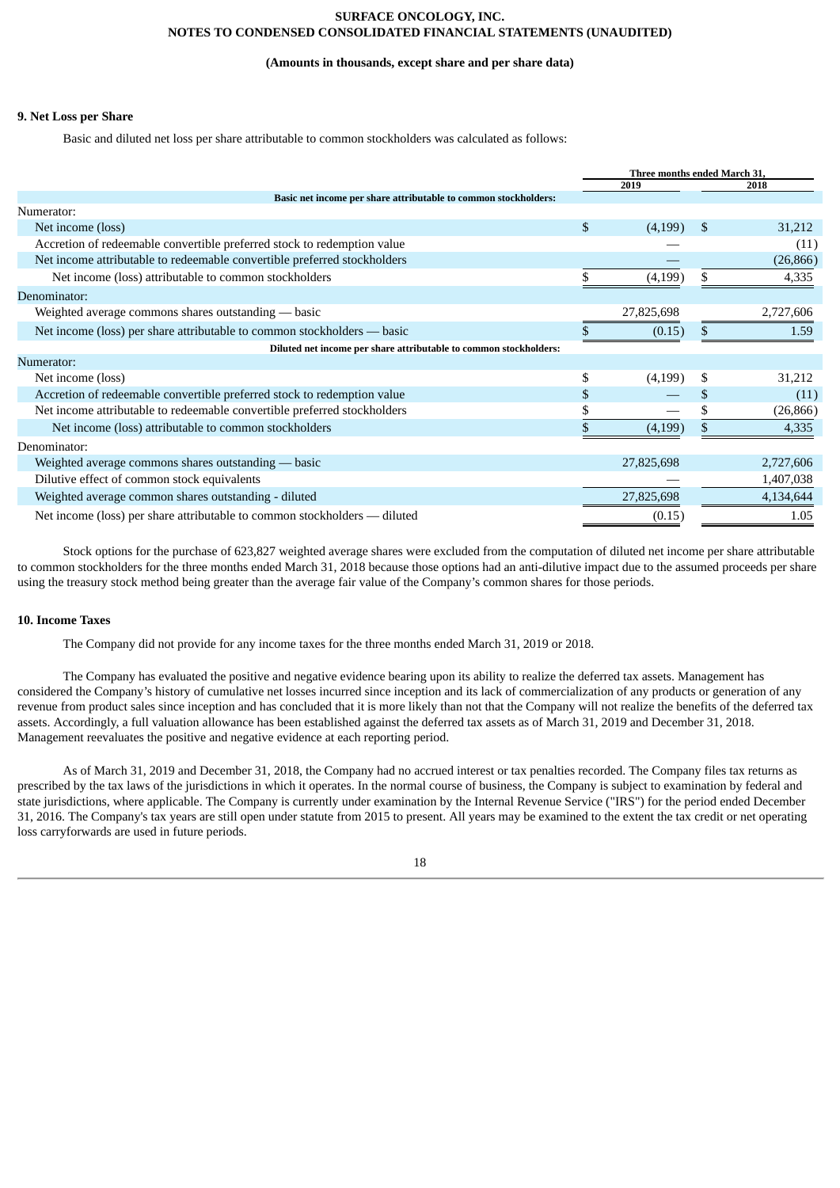SURFACE ONCOLOGY, INC.
NOTES TO CONDENSED CONSOLIDATED FINANCIAL STATEMENTS (UNAUDITED)

**(Amounts in thousands, except share and per share data)**

### 9. Net Loss per Share

Basic and diluted net loss per share attributable to common stockholders was calculated as follows:

| | Three months ended March 31, | |
|---|---|---|
| | 2019 | 2018 |
| **Basic net income per share attributable to common stockholders:** | | |
| Numerator: | | |
| Net income (loss) | $ (4,199) | $ 31,212 |
| Accretion of redeemable convertible preferred stock to redemption value | — | (11) |
| Net income attributable to redeemable convertible preferred stockholders | — | (26,866) |
| Net income (loss) attributable to common stockholders | $ (4,199) | $ 4,335 |
| Denominator: | | |
| Weighted average commons shares outstanding — basic | 27,825,698 | 2,727,606 |
| Net income (loss) per share attributable to common stockholders — basic | $ (0.15) | $ 1.59 |
| **Diluted net income per share attributable to common stockholders:** | | |
| Numerator: | | |
| Net income (loss) | $ (4,199) | $ 31,212 |
| Accretion of redeemable convertible preferred stock to redemption value | $ — | $ (11) |
| Net income attributable to redeemable convertible preferred stockholders | $ — | $ (26,866) |
| Net income (loss) attributable to common stockholders | $ (4,199) | $ 4,335 |
| Denominator: | | |
| Weighted average commons shares outstanding — basic | 27,825,698 | 2,727,606 |
| Dilutive effect of common stock equivalents | — | 1,407,038 |
| Weighted average common shares outstanding - diluted | 27,825,698 | 4,134,644 |
| Net income (loss) per share attributable to common stockholders — diluted | (0.15) | 1.05 |

Stock options for the purchase of 623,827 weighted average shares were excluded from the computation of diluted net income per share attributable to common stockholders for the three months ended March 31, 2018 because those options had an anti-dilutive impact due to the assumed proceeds per share using the treasury stock method being greater than the average fair value of the Company's common shares for those periods.

### 10. Income Taxes

The Company did not provide for any income taxes for the three months ended March 31, 2019 or 2018.

The Company has evaluated the positive and negative evidence bearing upon its ability to realize the deferred tax assets. Management has considered the Company's history of cumulative net losses incurred since inception and its lack of commercialization of any products or generation of any revenue from product sales since inception and has concluded that it is more likely than not that the Company will not realize the benefits of the deferred tax assets. Accordingly, a full valuation allowance has been established against the deferred tax assets as of March 31, 2019 and December 31, 2018. Management reevaluates the positive and negative evidence at each reporting period.

As of March 31, 2019 and December 31, 2018, the Company had no accrued interest or tax penalties recorded. The Company files tax returns as prescribed by the tax laws of the jurisdictions in which it operates. In the normal course of business, the Company is subject to examination by federal and state jurisdictions, where applicable. The Company is currently under examination by the Internal Revenue Service ("IRS") for the period ended December 31, 2016. The Company's tax years are still open under statute from 2015 to present. All years may be examined to the extent the tax credit or net operating loss carryforwards are used in future periods.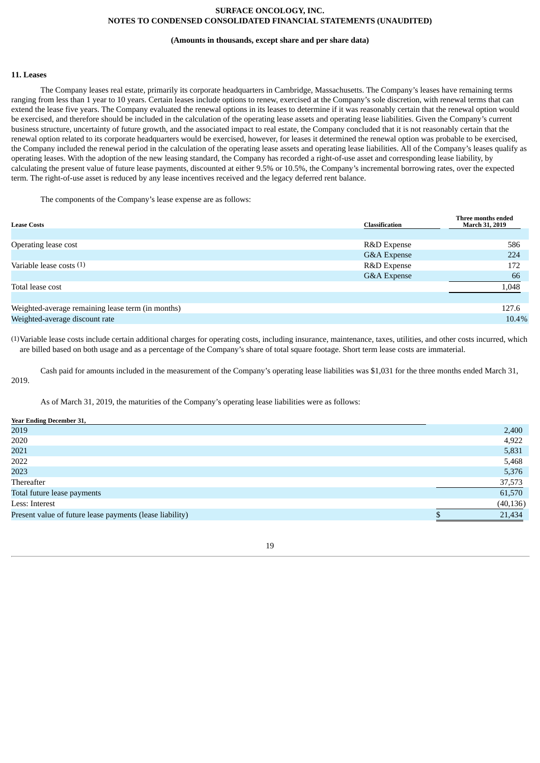**SURFACE ONCOLOGY, INC.**
**NOTES TO CONDENSED CONSOLIDATED FINANCIAL STATEMENTS (UNAUDITED)**

**(Amounts in thousands, except share and per share data)**

### 11. Leases

The Company leases real estate, primarily its corporate headquarters in Cambridge, Massachusetts. The Company's leases have remaining terms ranging from less than 1 year to 10 years. Certain leases include options to renew, exercised at the Company's sole discretion, with renewal terms that can extend the lease five years. The Company evaluated the renewal options in its leases to determine if it was reasonably certain that the renewal option would be exercised, and therefore should be included in the calculation of the operating lease assets and operating lease liabilities. Given the Company's current business structure, uncertainty of future growth, and the associated impact to real estate, the Company concluded that it is not reasonably certain that the renewal option related to its corporate headquarters would be exercised, however, for leases it determined the renewal option was probable to be exercised, the Company included the renewal period in the calculation of the operating lease assets and operating lease liabilities. All of the Company's leases qualify as operating leases. With the adoption of the new leasing standard, the Company has recorded a right-of-use asset and corresponding lease liability, by calculating the present value of future lease payments, discounted at either 9.5% or 10.5%, the Company's incremental borrowing rates, over the expected term. The right-of-use asset is reduced by any lease incentives received and the legacy deferred rent balance.

The components of the Company's lease expense are as follows:

| Lease Costs | Classification | Three months ended March 31, 2019 |
|---|---|---|
| Operating lease cost | R&D Expense | 586 |
| | G&A Expense | 224 |
| Variable lease costs (1) | R&D Expense | 172 |
| | G&A Expense | 66 |
| Total lease cost | | 1,048 |
| Weighted-average remaining lease term (in months) | | 127.6 |
| Weighted-average discount rate | | 10.4% |

(1) Variable lease costs include certain additional charges for operating costs, including insurance, maintenance, taxes, utilities, and other costs incurred, which are billed based on both usage and as a percentage of the Company's share of total square footage. Short term lease costs are immaterial.

Cash paid for amounts included in the measurement of the Company's operating lease liabilities was $1,031 for the three months ended March 31, 2019.

As of March 31, 2019, the maturities of the Company's operating lease liabilities were as follows:

| Year Ending December 31, | |
|---|---|
| 2019 | 2,400 |
| 2020 | 4,922 |
| 2021 | 5,831 |
| 2022 | 5,468 |
| 2023 | 5,376 |
| Thereafter | 37,573 |
| Total future lease payments | 61,570 |
| Less: Interest | (40,136) |
| Present value of future lease payments (lease liability) | $ 21,434 |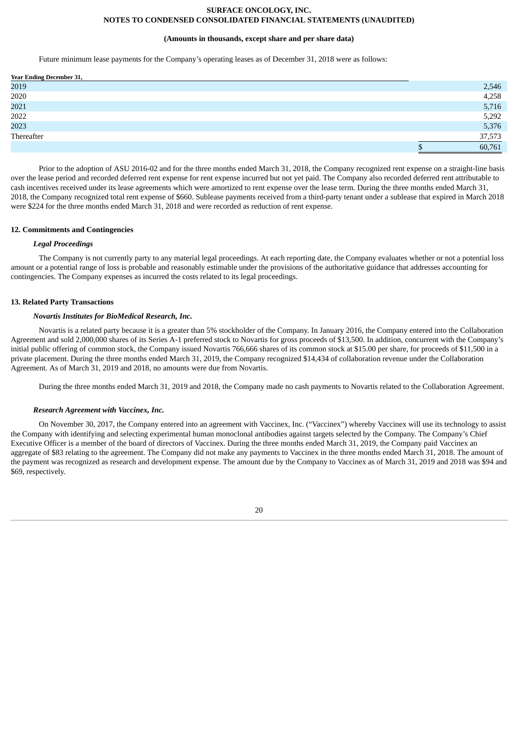Future minimum lease payments for the Company's operating leases as of December 31, 2018 were as follows:

| Year Ending December 31, | |
|---|---|
| 2019 | 2,546 |
| 2020 | 4,258 |
| 2021 | 5,716 |
| 2022 | 5,292 |
| 2023 | 5,376 |
| Thereafter | 37,573 |
| | $ 60,761 |

Prior to the adoption of ASU 2016-02 and for the three months ended March 31, 2018, the Company recognized rent expense on a straight-line basis over the lease period and recorded deferred rent expense for rent expense incurred but not yet paid. The Company also recorded deferred rent attributable to cash incentives received under its lease agreements which were amortized to rent expense over the lease term. During the three months ended March 31, 2018, the Company recognized total rent expense of $660. Sublease payments received from a third-party tenant under a sublease that expired in March 2018 were $224 for the three months ended March 31, 2018 and were recorded as reduction of rent expense.

## 12. Commitments and Contingencies

### *Legal Proceedings*

The Company is not currently party to any material legal proceedings. At each reporting date, the Company evaluates whether or not a potential loss amount or a potential range of loss is probable and reasonably estimable under the provisions of the authoritative guidance that addresses accounting for contingencies. The Company expenses as incurred the costs related to its legal proceedings.

## 13. Related Party Transactions

### *Novartis Institutes for BioMedical Research, Inc.*

Novartis is a related party because it is a greater than 5% stockholder of the Company. In January 2016, the Company entered into the Collaboration Agreement and sold 2,000,000 shares of its Series A-1 preferred stock to Novartis for gross proceeds of $13,500. In addition, concurrent with the Company's initial public offering of common stock, the Company issued Novartis 766,666 shares of its common stock at $15.00 per share, for proceeds of $11,500 in a private placement. During the three months ended March 31, 2019, the Company recognized $14,434 of collaboration revenue under the Collaboration Agreement. As of March 31, 2019 and 2018, no amounts were due from Novartis.

During the three months ended March 31, 2019 and 2018, the Company made no cash payments to Novartis related to the Collaboration Agreement.

### *Research Agreement with Vaccinex, Inc.*

On November 30, 2017, the Company entered into an agreement with Vaccinex, Inc. ("Vaccinex") whereby Vaccinex will use its technology to assist the Company with identifying and selecting experimental human monoclonal antibodies against targets selected by the Company. The Company's Chief Executive Officer is a member of the board of directors of Vaccinex. During the three months ended March 31, 2019, the Company paid Vaccinex an aggregate of $83 relating to the agreement. The Company did not make any payments to Vaccinex in the three months ended March 31, 2018. The amount of the payment was recognized as research and development expense. The amount due by the Company to Vaccinex as of March 31, 2019 and 2018 was $94 and $69, respectively.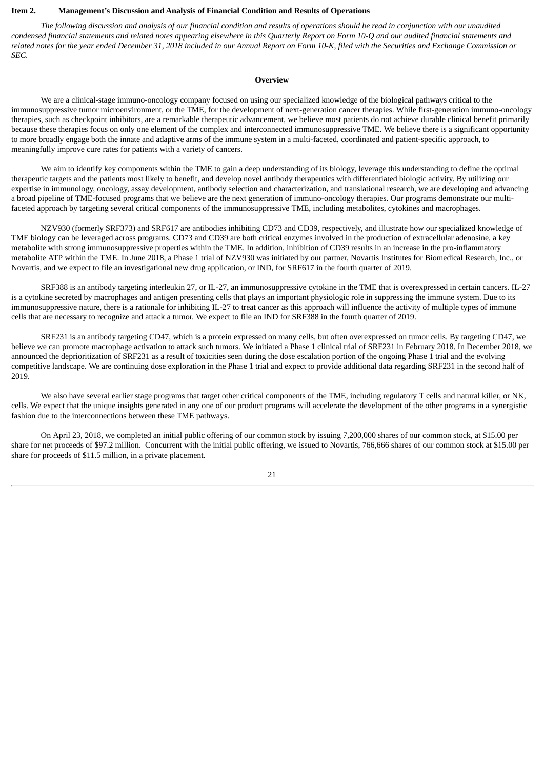**Item 2. Management's Discussion and Analysis of Financial Condition and Results of Operations**

*The following discussion and analysis of our financial condition and results of operations should be read in conjunction with our unaudited condensed financial statements and related notes appearing elsewhere in this Quarterly Report on Form 10-Q and our audited financial statements and related notes for the year ended December 31, 2018 included in our Annual Report on Form 10-K, filed with the Securities and Exchange Commission or SEC.*

**Overview**

We are a clinical-stage immuno-oncology company focused on using our specialized knowledge of the biological pathways critical to the immunosuppressive tumor microenvironment, or the TME, for the development of next-generation cancer therapies. While first-generation immuno-oncology therapies, such as checkpoint inhibitors, are a remarkable therapeutic advancement, we believe most patients do not achieve durable clinical benefit primarily because these therapies focus on only one element of the complex and interconnected immunosuppressive TME. We believe there is a significant opportunity to more broadly engage both the innate and adaptive arms of the immune system in a multi-faceted, coordinated and patient-specific approach, to meaningfully improve cure rates for patients with a variety of cancers.

We aim to identify key components within the TME to gain a deep understanding of its biology, leverage this understanding to define the optimal therapeutic targets and the patients most likely to benefit, and develop novel antibody therapeutics with differentiated biologic activity. By utilizing our expertise in immunology, oncology, assay development, antibody selection and characterization, and translational research, we are developing and advancing a broad pipeline of TME-focused programs that we believe are the next generation of immuno-oncology therapies. Our programs demonstrate our multi-faceted approach by targeting several critical components of the immunosuppressive TME, including metabolites, cytokines and macrophages.

NZV930 (formerly SRF373) and SRF617 are antibodies inhibiting CD73 and CD39, respectively, and illustrate how our specialized knowledge of TME biology can be leveraged across programs. CD73 and CD39 are both critical enzymes involved in the production of extracellular adenosine, a key metabolite with strong immunosuppressive properties within the TME. In addition, inhibition of CD39 results in an increase in the pro-inflammatory metabolite ATP within the TME. In June 2018, a Phase 1 trial of NZV930 was initiated by our partner, Novartis Institutes for Biomedical Research, Inc., or Novartis, and we expect to file an investigational new drug application, or IND, for SRF617 in the fourth quarter of 2019.

SRF388 is an antibody targeting interleukin 27, or IL-27, an immunosuppressive cytokine in the TME that is overexpressed in certain cancers. IL-27 is a cytokine secreted by macrophages and antigen presenting cells that plays an important physiologic role in suppressing the immune system. Due to its immunosuppressive nature, there is a rationale for inhibiting IL-27 to treat cancer as this approach will influence the activity of multiple types of immune cells that are necessary to recognize and attack a tumor. We expect to file an IND for SRF388 in the fourth quarter of 2019.

SRF231 is an antibody targeting CD47, which is a protein expressed on many cells, but often overexpressed on tumor cells. By targeting CD47, we believe we can promote macrophage activation to attack such tumors. We initiated a Phase 1 clinical trial of SRF231 in February 2018. In December 2018, we announced the deprioritization of SRF231 as a result of toxicities seen during the dose escalation portion of the ongoing Phase 1 trial and the evolving competitive landscape. We are continuing dose exploration in the Phase 1 trial and expect to provide additional data regarding SRF231 in the second half of 2019.

We also have several earlier stage programs that target other critical components of the TME, including regulatory T cells and natural killer, or NK, cells. We expect that the unique insights generated in any one of our product programs will accelerate the development of the other programs in a synergistic fashion due to the interconnections between these TME pathways.

On April 23, 2018, we completed an initial public offering of our common stock by issuing 7,200,000 shares of our common stock, at $15.00 per share for net proceeds of $97.2 million. Concurrent with the initial public offering, we issued to Novartis, 766,666 shares of our common stock at $15.00 per share for proceeds of $11.5 million, in a private placement.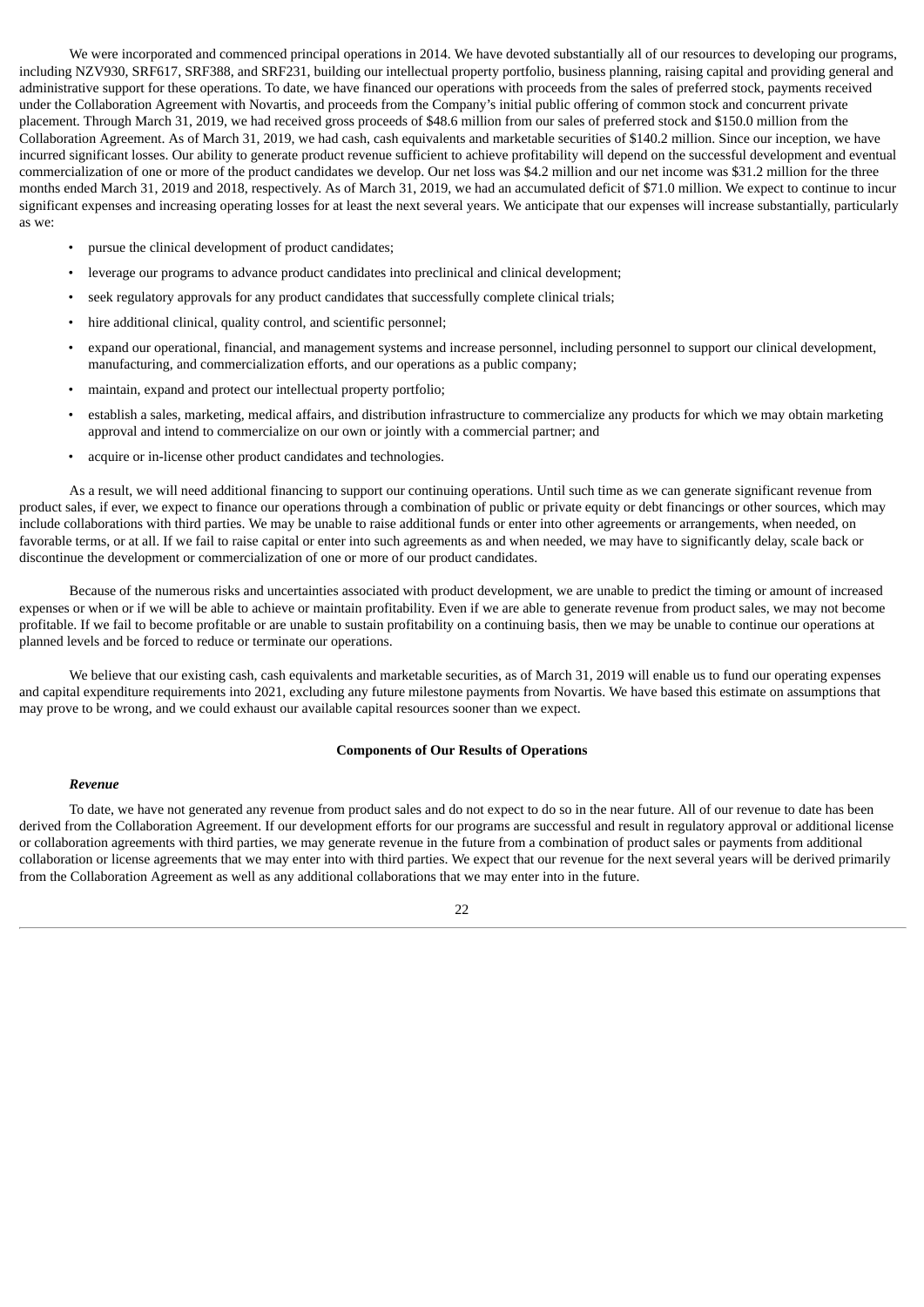We were incorporated and commenced principal operations in 2014. We have devoted substantially all of our resources to developing our programs, including NZV930, SRF617, SRF388, and SRF231, building our intellectual property portfolio, business planning, raising capital and providing general and administrative support for these operations. To date, we have financed our operations with proceeds from the sales of preferred stock, payments received under the Collaboration Agreement with Novartis, and proceeds from the Company's initial public offering of common stock and concurrent private placement. Through March 31, 2019, we had received gross proceeds of $48.6 million from our sales of preferred stock and $150.0 million from the Collaboration Agreement. As of March 31, 2019, we had cash, cash equivalents and marketable securities of $140.2 million. Since our inception, we have incurred significant losses. Our ability to generate product revenue sufficient to achieve profitability will depend on the successful development and eventual commercialization of one or more of the product candidates we develop. Our net loss was $4.2 million and our net income was $31.2 million for the three months ended March 31, 2019 and 2018, respectively. As of March 31, 2019, we had an accumulated deficit of $71.0 million. We expect to continue to incur significant expenses and increasing operating losses for at least the next several years. We anticipate that our expenses will increase substantially, particularly as we:

- pursue the clinical development of product candidates;
- leverage our programs to advance product candidates into preclinical and clinical development;
- seek regulatory approvals for any product candidates that successfully complete clinical trials;
- hire additional clinical, quality control, and scientific personnel;
- expand our operational, financial, and management systems and increase personnel, including personnel to support our clinical development, manufacturing, and commercialization efforts, and our operations as a public company;
- maintain, expand and protect our intellectual property portfolio;
- establish a sales, marketing, medical affairs, and distribution infrastructure to commercialize any products for which we may obtain marketing approval and intend to commercialize on our own or jointly with a commercial partner; and
- acquire or in-license other product candidates and technologies.

As a result, we will need additional financing to support our continuing operations. Until such time as we can generate significant revenue from product sales, if ever, we expect to finance our operations through a combination of public or private equity or debt financings or other sources, which may include collaborations with third parties. We may be unable to raise additional funds or enter into other agreements or arrangements, when needed, on favorable terms, or at all. If we fail to raise capital or enter into such agreements as and when needed, we may have to significantly delay, scale back or discontinue the development or commercialization of one or more of our product candidates.

Because of the numerous risks and uncertainties associated with product development, we are unable to predict the timing or amount of increased expenses or when or if we will be able to achieve or maintain profitability. Even if we are able to generate revenue from product sales, we may not become profitable. If we fail to become profitable or are unable to sustain profitability on a continuing basis, then we may be unable to continue our operations at planned levels and be forced to reduce or terminate our operations.

We believe that our existing cash, cash equivalents and marketable securities, as of March 31, 2019 will enable us to fund our operating expenses and capital expenditure requirements into 2021, excluding any future milestone payments from Novartis. We have based this estimate on assumptions that may prove to be wrong, and we could exhaust our available capital resources sooner than we expect.

## Components of Our Results of Operations

### *Revenue*

To date, we have not generated any revenue from product sales and do not expect to do so in the near future. All of our revenue to date has been derived from the Collaboration Agreement. If our development efforts for our programs are successful and result in regulatory approval or additional license or collaboration agreements with third parties, we may generate revenue in the future from a combination of product sales or payments from additional collaboration or license agreements that we may enter into with third parties. We expect that our revenue for the next several years will be derived primarily from the Collaboration Agreement as well as any additional collaborations that we may enter into in the future.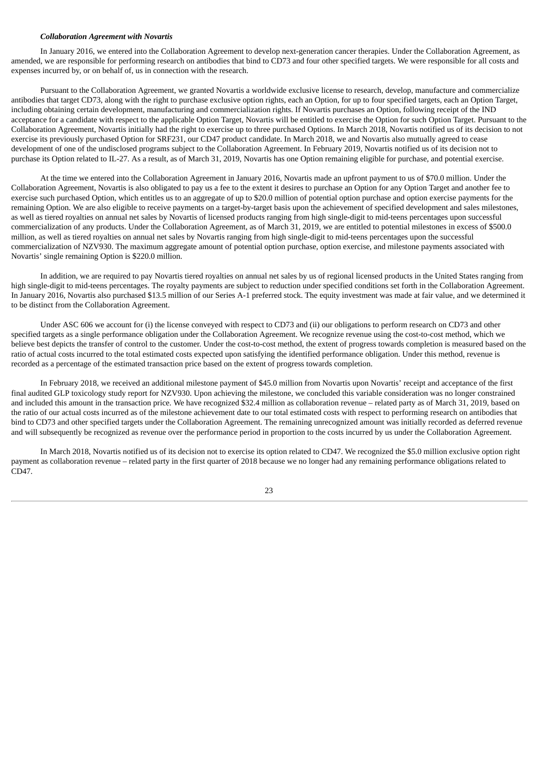***Collaboration Agreement with Novartis***

In January 2016, we entered into the Collaboration Agreement to develop next-generation cancer therapies. Under the Collaboration Agreement, as amended, we are responsible for performing research on antibodies that bind to CD73 and four other specified targets. We were responsible for all costs and expenses incurred by, or on behalf of, us in connection with the research.

Pursuant to the Collaboration Agreement, we granted Novartis a worldwide exclusive license to research, develop, manufacture and commercialize antibodies that target CD73, along with the right to purchase exclusive option rights, each an Option, for up to four specified targets, each an Option Target, including obtaining certain development, manufacturing and commercialization rights. If Novartis purchases an Option, following receipt of the IND acceptance for a candidate with respect to the applicable Option Target, Novartis will be entitled to exercise the Option for such Option Target. Pursuant to the Collaboration Agreement, Novartis initially had the right to exercise up to three purchased Options. In March 2018, Novartis notified us of its decision to not exercise its previously purchased Option for SRF231, our CD47 product candidate. In March 2018, we and Novartis also mutually agreed to cease development of one of the undisclosed programs subject to the Collaboration Agreement. In February 2019, Novartis notified us of its decision not to purchase its Option related to IL-27. As a result, as of March 31, 2019, Novartis has one Option remaining eligible for purchase, and potential exercise.

At the time we entered into the Collaboration Agreement in January 2016, Novartis made an upfront payment to us of $70.0 million. Under the Collaboration Agreement, Novartis is also obligated to pay us a fee to the extent it desires to purchase an Option for any Option Target and another fee to exercise such purchased Option, which entitles us to an aggregate of up to $20.0 million of potential option purchase and option exercise payments for the remaining Option. We are also eligible to receive payments on a target-by-target basis upon the achievement of specified development and sales milestones, as well as tiered royalties on annual net sales by Novartis of licensed products ranging from high single-digit to mid-teens percentages upon successful commercialization of any products. Under the Collaboration Agreement, as of March 31, 2019, we are entitled to potential milestones in excess of $500.0 million, as well as tiered royalties on annual net sales by Novartis ranging from high single-digit to mid-teens percentages upon the successful commercialization of NZV930. The maximum aggregate amount of potential option purchase, option exercise, and milestone payments associated with Novartis' single remaining Option is $220.0 million.

In addition, we are required to pay Novartis tiered royalties on annual net sales by us of regional licensed products in the United States ranging from high single-digit to mid-teens percentages. The royalty payments are subject to reduction under specified conditions set forth in the Collaboration Agreement. In January 2016, Novartis also purchased $13.5 million of our Series A-1 preferred stock. The equity investment was made at fair value, and we determined it to be distinct from the Collaboration Agreement.

Under ASC 606 we account for (i) the license conveyed with respect to CD73 and (ii) our obligations to perform research on CD73 and other specified targets as a single performance obligation under the Collaboration Agreement. We recognize revenue using the cost-to-cost method, which we believe best depicts the transfer of control to the customer. Under the cost-to-cost method, the extent of progress towards completion is measured based on the ratio of actual costs incurred to the total estimated costs expected upon satisfying the identified performance obligation. Under this method, revenue is recorded as a percentage of the estimated transaction price based on the extent of progress towards completion.

In February 2018, we received an additional milestone payment of $45.0 million from Novartis upon Novartis' receipt and acceptance of the first final audited GLP toxicology study report for NZV930. Upon achieving the milestone, we concluded this variable consideration was no longer constrained and included this amount in the transaction price. We have recognized $32.4 million as collaboration revenue – related party as of March 31, 2019, based on the ratio of our actual costs incurred as of the milestone achievement date to our total estimated costs with respect to performing research on antibodies that bind to CD73 and other specified targets under the Collaboration Agreement. The remaining unrecognized amount was initially recorded as deferred revenue and will subsequently be recognized as revenue over the performance period in proportion to the costs incurred by us under the Collaboration Agreement.

In March 2018, Novartis notified us of its decision not to exercise its option related to CD47. We recognized the $5.0 million exclusive option right payment as collaboration revenue – related party in the first quarter of 2018 because we no longer had any remaining performance obligations related to CD47.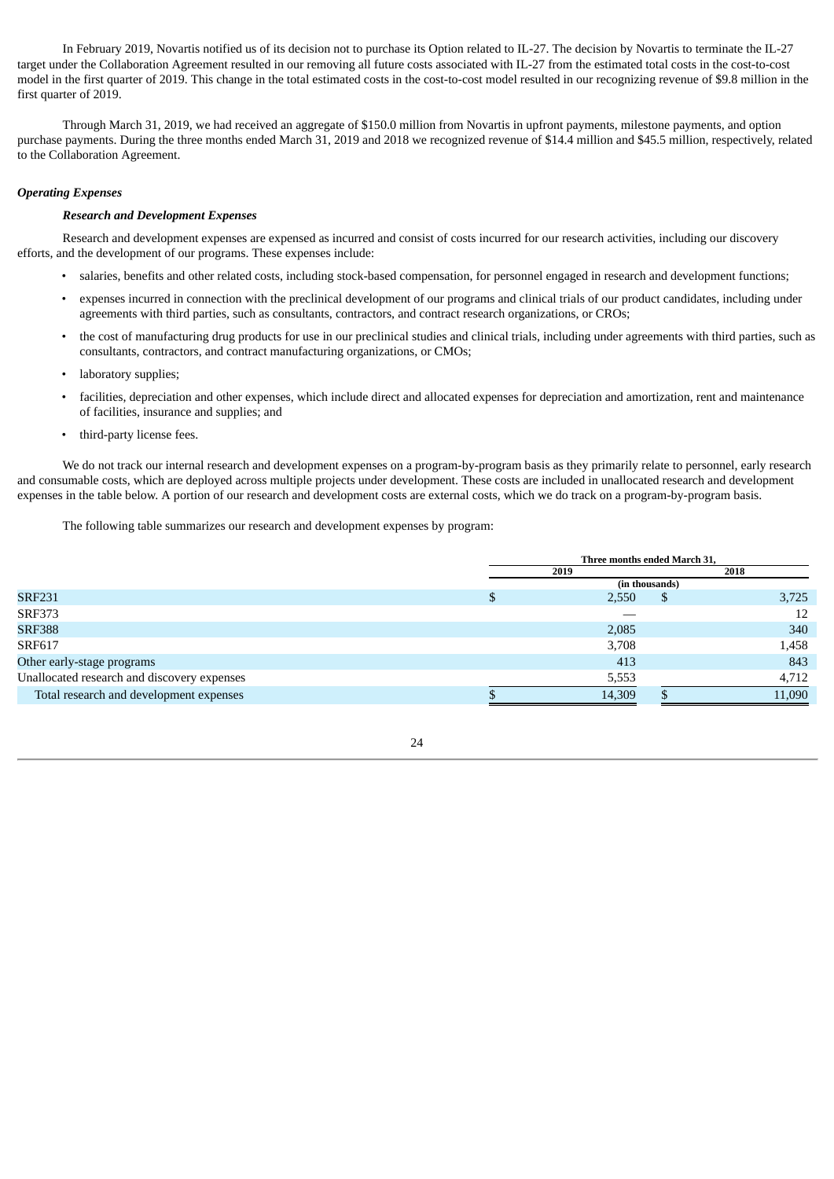In February 2019, Novartis notified us of its decision not to purchase its Option related to IL-27. The decision by Novartis to terminate the IL-27 target under the Collaboration Agreement resulted in our removing all future costs associated with IL-27 from the estimated total costs in the cost-to-cost model in the first quarter of 2019. This change in the total estimated costs in the cost-to-cost model resulted in our recognizing revenue of $9.8 million in the first quarter of 2019.

Through March 31, 2019, we had received an aggregate of $150.0 million from Novartis in upfront payments, milestone payments, and option purchase payments. During the three months ended March 31, 2019 and 2018 we recognized revenue of $14.4 million and $45.5 million, respectively, related to the Collaboration Agreement.

***Operating Expenses***

***Research and Development Expenses***

Research and development expenses are expensed as incurred and consist of costs incurred for our research activities, including our discovery efforts, and the development of our programs. These expenses include:

- salaries, benefits and other related costs, including stock-based compensation, for personnel engaged in research and development functions;
- expenses incurred in connection with the preclinical development of our programs and clinical trials of our product candidates, including under agreements with third parties, such as consultants, contractors, and contract research organizations, or CROs;
- the cost of manufacturing drug products for use in our preclinical studies and clinical trials, including under agreements with third parties, such as consultants, contractors, and contract manufacturing organizations, or CMOs;
- laboratory supplies;
- facilities, depreciation and other expenses, which include direct and allocated expenses for depreciation and amortization, rent and maintenance of facilities, insurance and supplies; and
- third-party license fees.

We do not track our internal research and development expenses on a program-by-program basis as they primarily relate to personnel, early research and consumable costs, which are deployed across multiple projects under development. These costs are included in unallocated research and development expenses in the table below. A portion of our research and development costs are external costs, which we do track on a program-by-program basis.

The following table summarizes our research and development expenses by program:

| | Three months ended March 31, | |
|---|---|---|
| | 2019 | 2018 |
| | (in thousands) | |
| SRF231 | $ 2,550 | $ 3,725 |
| SRF373 | — | 12 |
| SRF388 | 2,085 | 340 |
| SRF617 | 3,708 | 1,458 |
| Other early-stage programs | 413 | 843 |
| Unallocated research and discovery expenses | 5,553 | 4,712 |
| Total research and development expenses | $ 14,309 | $ 11,090 |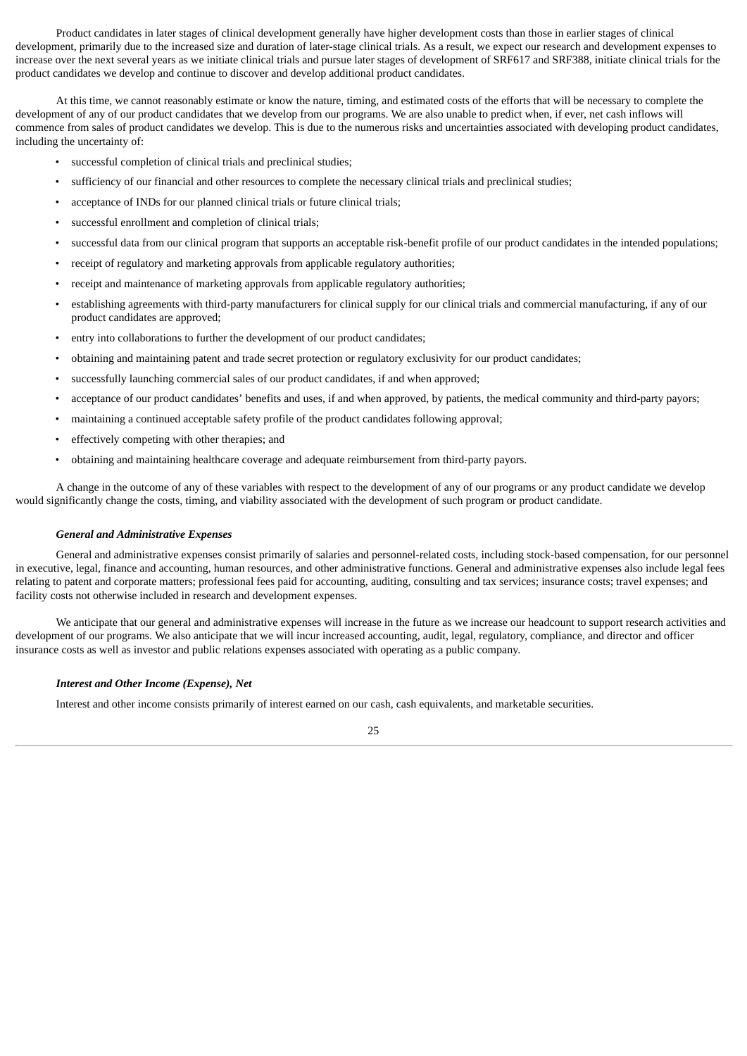Product candidates in later stages of clinical development generally have higher development costs than those in earlier stages of clinical development, primarily due to the increased size and duration of later-stage clinical trials. As a result, we expect our research and development expenses to increase over the next several years as we initiate clinical trials and pursue later stages of development of SRF617 and SRF388, initiate clinical trials for the product candidates we develop and continue to discover and develop additional product candidates.

At this time, we cannot reasonably estimate or know the nature, timing, and estimated costs of the efforts that will be necessary to complete the development of any of our product candidates that we develop from our programs. We are also unable to predict when, if ever, net cash inflows will commence from sales of product candidates we develop. This is due to the numerous risks and uncertainties associated with developing product candidates, including the uncertainty of:

- successful completion of clinical trials and preclinical studies;
- sufficiency of our financial and other resources to complete the necessary clinical trials and preclinical studies;
- acceptance of INDs for our planned clinical trials or future clinical trials;
- successful enrollment and completion of clinical trials;
- successful data from our clinical program that supports an acceptable risk-benefit profile of our product candidates in the intended populations;
- receipt of regulatory and marketing approvals from applicable regulatory authorities;
- receipt and maintenance of marketing approvals from applicable regulatory authorities;
- establishing agreements with third-party manufacturers for clinical supply for our clinical trials and commercial manufacturing, if any of our product candidates are approved;
- entry into collaborations to further the development of our product candidates;
- obtaining and maintaining patent and trade secret protection or regulatory exclusivity for our product candidates;
- successfully launching commercial sales of our product candidates, if and when approved;
- acceptance of our product candidates' benefits and uses, if and when approved, by patients, the medical community and third-party payors;
- maintaining a continued acceptable safety profile of the product candidates following approval;
- effectively competing with other therapies; and
- obtaining and maintaining healthcare coverage and adequate reimbursement from third-party payors.

A change in the outcome of any of these variables with respect to the development of any of our programs or any product candidate we develop would significantly change the costs, timing, and viability associated with the development of such program or product candidate.

***General and Administrative Expenses***

General and administrative expenses consist primarily of salaries and personnel-related costs, including stock-based compensation, for our personnel in executive, legal, finance and accounting, human resources, and other administrative functions. General and administrative expenses also include legal fees relating to patent and corporate matters; professional fees paid for accounting, auditing, consulting and tax services; insurance costs; travel expenses; and facility costs not otherwise included in research and development expenses.

We anticipate that our general and administrative expenses will increase in the future as we increase our headcount to support research activities and development of our programs. We also anticipate that we will incur increased accounting, audit, legal, regulatory, compliance, and director and officer insurance costs as well as investor and public relations expenses associated with operating as a public company.

***Interest and Other Income (Expense), Net***

Interest and other income consists primarily of interest earned on our cash, cash equivalents, and marketable securities.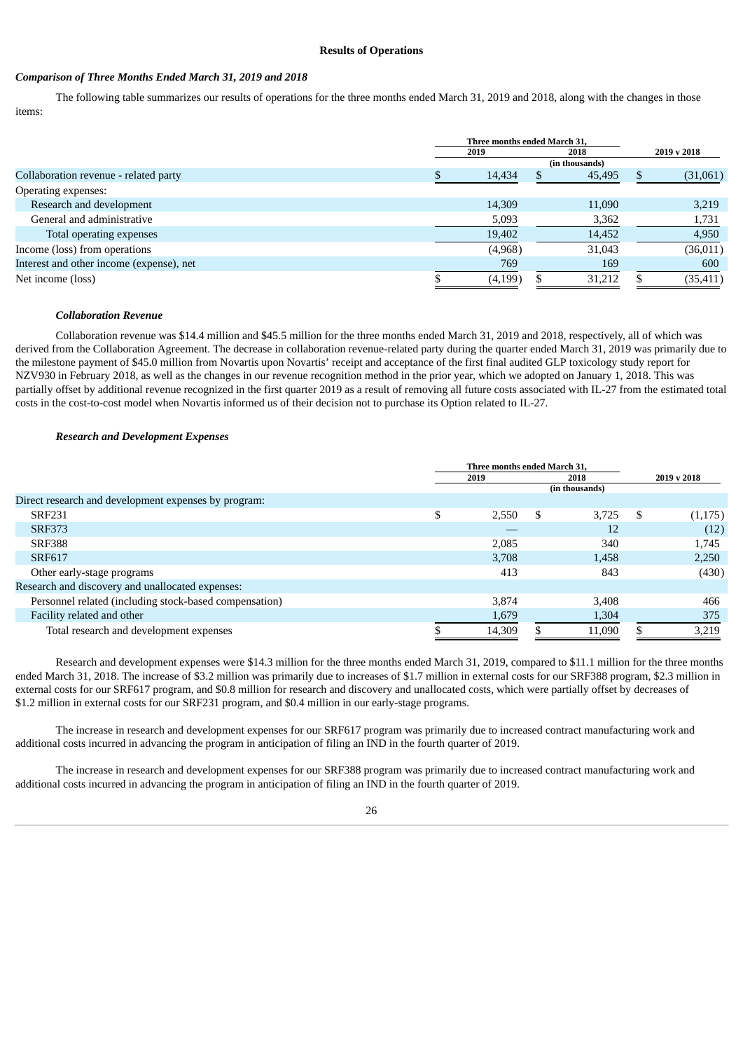### Results of Operations

***Comparison of Three Months Ended March 31, 2019 and 2018***

The following table summarizes our results of operations for the three months ended March 31, 2019 and 2018, along with the changes in those items:

| | Three months ended March 31, 2019 | Three months ended March 31, 2018 | 2019 v 2018 |
|---|---|---|---|
| | (in thousands) | | |
| Collaboration revenue - related party | $ 14,434 | $ 45,495 | $ (31,061) |
| Operating expenses: | | | |
| Research and development | 14,309 | 11,090 | 3,219 |
| General and administrative | 5,093 | 3,362 | 1,731 |
| Total operating expenses | 19,402 | 14,452 | 4,950 |
| Income (loss) from operations | (4,968) | 31,043 | (36,011) |
| Interest and other income (expense), net | 769 | 169 | 600 |
| Net income (loss) | $ (4,199) | $ 31,212 | $ (35,411) |

***Collaboration Revenue***

Collaboration revenue was $14.4 million and $45.5 million for the three months ended March 31, 2019 and 2018, respectively, all of which was derived from the Collaboration Agreement. The decrease in collaboration revenue-related party during the quarter ended March 31, 2019 was primarily due to the milestone payment of $45.0 million from Novartis upon Novartis' receipt and acceptance of the first final audited GLP toxicology study report for NZV930 in February 2018, as well as the changes in our revenue recognition method in the prior year, which we adopted on January 1, 2018. This was partially offset by additional revenue recognized in the first quarter 2019 as a result of removing all future costs associated with IL-27 from the estimated total costs in the cost-to-cost model when Novartis informed us of their decision not to purchase its Option related to IL-27.

***Research and Development Expenses***

| | Three months ended March 31, 2019 | Three months ended March 31, 2018 | 2019 v 2018 |
|---|---|---|---|
| | (in thousands) | | |
| Direct research and development expenses by program: | | | |
| SRF231 | $ 2,550 | $ 3,725 | $ (1,175) |
| SRF373 | — | 12 | (12) |
| SRF388 | 2,085 | 340 | 1,745 |
| SRF617 | 3,708 | 1,458 | 2,250 |
| Other early-stage programs | 413 | 843 | (430) |
| Research and discovery and unallocated expenses: | | | |
| Personnel related (including stock-based compensation) | 3,874 | 3,408 | 466 |
| Facility related and other | 1,679 | 1,304 | 375 |
| Total research and development expenses | $ 14,309 | $ 11,090 | $ 3,219 |

Research and development expenses were $14.3 million for the three months ended March 31, 2019, compared to $11.1 million for the three months ended March 31, 2018. The increase of $3.2 million was primarily due to increases of $1.7 million in external costs for our SRF388 program, $2.3 million in external costs for our SRF617 program, and $0.8 million for research and discovery and unallocated costs, which were partially offset by decreases of $1.2 million in external costs for our SRF231 program, and $0.4 million in our early-stage programs.

The increase in research and development expenses for our SRF617 program was primarily due to increased contract manufacturing work and additional costs incurred in advancing the program in anticipation of filing an IND in the fourth quarter of 2019.

The increase in research and development expenses for our SRF388 program was primarily due to increased contract manufacturing work and additional costs incurred in advancing the program in anticipation of filing an IND in the fourth quarter of 2019.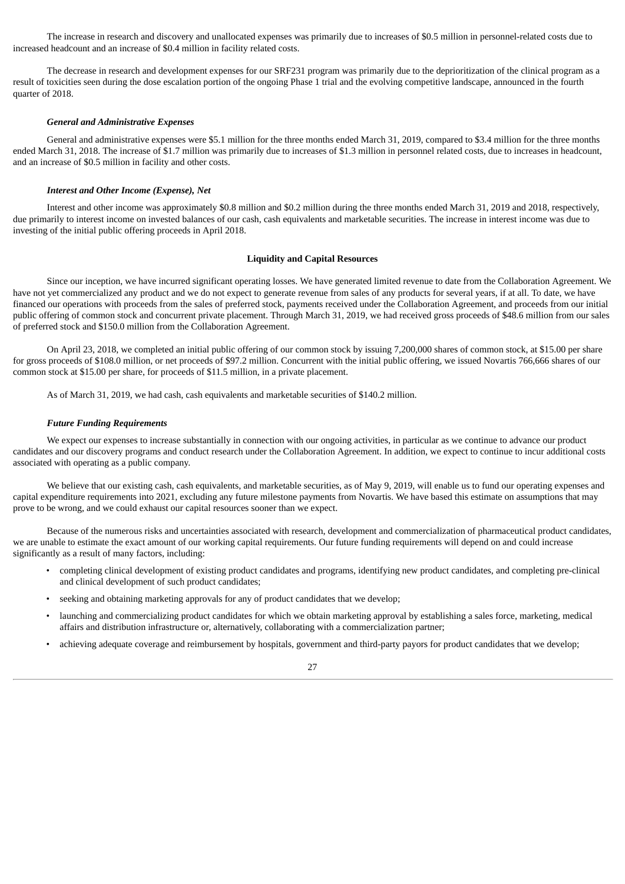The increase in research and discovery and unallocated expenses was primarily due to increases of $0.5 million in personnel-related costs due to increased headcount and an increase of $0.4 million in facility related costs.

The decrease in research and development expenses for our SRF231 program was primarily due to the deprioritization of the clinical program as a result of toxicities seen during the dose escalation portion of the ongoing Phase 1 trial and the evolving competitive landscape, announced in the fourth quarter of 2018.

***General and Administrative Expenses***

General and administrative expenses were $5.1 million for the three months ended March 31, 2019, compared to $3.4 million for the three months ended March 31, 2018. The increase of $1.7 million was primarily due to increases of $1.3 million in personnel related costs, due to increases in headcount, and an increase of $0.5 million in facility and other costs.

***Interest and Other Income (Expense), Net***

Interest and other income was approximately $0.8 million and $0.2 million during the three months ended March 31, 2019 and 2018, respectively, due primarily to interest income on invested balances of our cash, cash equivalents and marketable securities. The increase in interest income was due to investing of the initial public offering proceeds in April 2018.

## Liquidity and Capital Resources

Since our inception, we have incurred significant operating losses. We have generated limited revenue to date from the Collaboration Agreement. We have not yet commercialized any product and we do not expect to generate revenue from sales of any products for several years, if at all. To date, we have financed our operations with proceeds from the sales of preferred stock, payments received under the Collaboration Agreement, and proceeds from our initial public offering of common stock and concurrent private placement. Through March 31, 2019, we had received gross proceeds of $48.6 million from our sales of preferred stock and $150.0 million from the Collaboration Agreement.

On April 23, 2018, we completed an initial public offering of our common stock by issuing 7,200,000 shares of common stock, at $15.00 per share for gross proceeds of $108.0 million, or net proceeds of $97.2 million. Concurrent with the initial public offering, we issued Novartis 766,666 shares of our common stock at $15.00 per share, for proceeds of $11.5 million, in a private placement.

As of March 31, 2019, we had cash, cash equivalents and marketable securities of $140.2 million.

***Future Funding Requirements***

We expect our expenses to increase substantially in connection with our ongoing activities, in particular as we continue to advance our product candidates and our discovery programs and conduct research under the Collaboration Agreement. In addition, we expect to continue to incur additional costs associated with operating as a public company.

We believe that our existing cash, cash equivalents, and marketable securities, as of May 9, 2019, will enable us to fund our operating expenses and capital expenditure requirements into 2021, excluding any future milestone payments from Novartis. We have based this estimate on assumptions that may prove to be wrong, and we could exhaust our capital resources sooner than we expect.

Because of the numerous risks and uncertainties associated with research, development and commercialization of pharmaceutical product candidates, we are unable to estimate the exact amount of our working capital requirements. Our future funding requirements will depend on and could increase significantly as a result of many factors, including:

- completing clinical development of existing product candidates and programs, identifying new product candidates, and completing pre-clinical and clinical development of such product candidates;
- seeking and obtaining marketing approvals for any of product candidates that we develop;
- launching and commercializing product candidates for which we obtain marketing approval by establishing a sales force, marketing, medical affairs and distribution infrastructure or, alternatively, collaborating with a commercialization partner;
- achieving adequate coverage and reimbursement by hospitals, government and third-party payors for product candidates that we develop;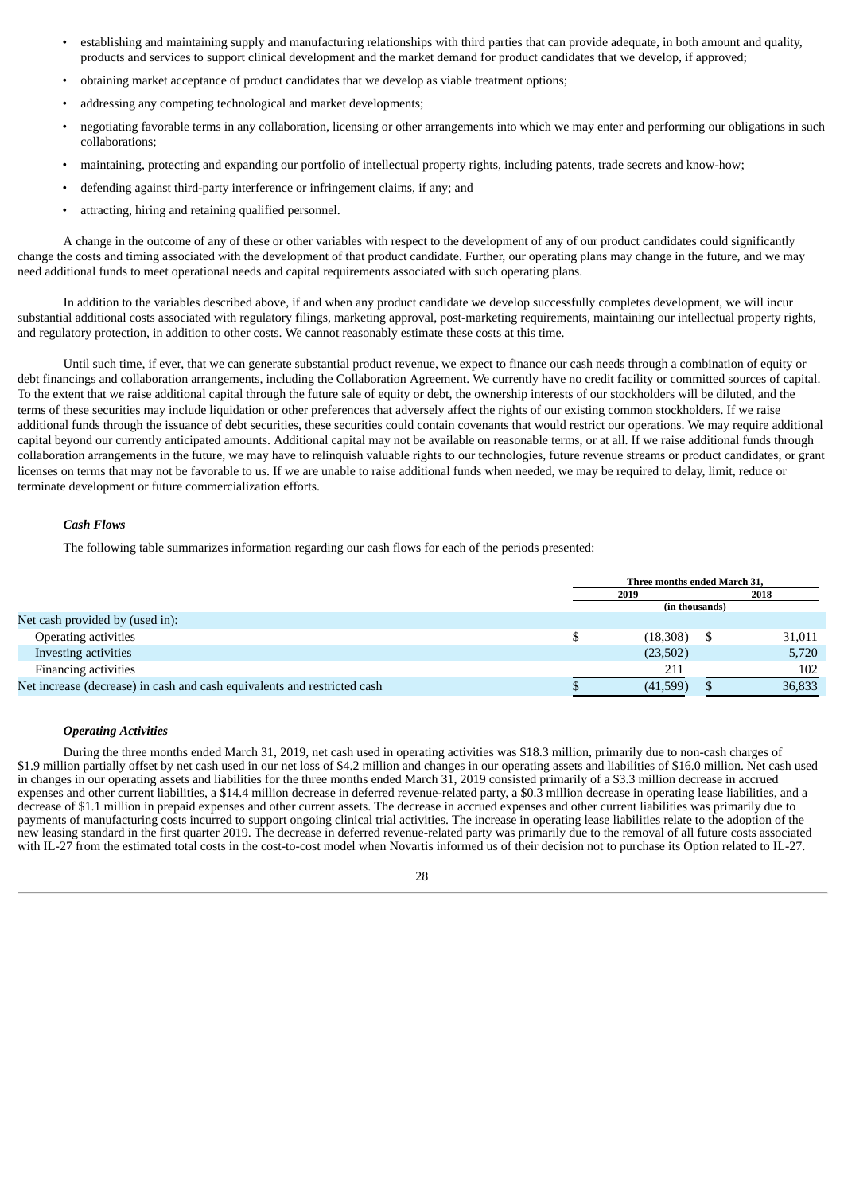- establishing and maintaining supply and manufacturing relationships with third parties that can provide adequate, in both amount and quality, products and services to support clinical development and the market demand for product candidates that we develop, if approved;
- obtaining market acceptance of product candidates that we develop as viable treatment options;
- addressing any competing technological and market developments;
- negotiating favorable terms in any collaboration, licensing or other arrangements into which we may enter and performing our obligations in such collaborations;
- maintaining, protecting and expanding our portfolio of intellectual property rights, including patents, trade secrets and know-how;
- defending against third-party interference or infringement claims, if any; and
- attracting, hiring and retaining qualified personnel.

A change in the outcome of any of these or other variables with respect to the development of any of our product candidates could significantly change the costs and timing associated with the development of that product candidate. Further, our operating plans may change in the future, and we may need additional funds to meet operational needs and capital requirements associated with such operating plans.

In addition to the variables described above, if and when any product candidate we develop successfully completes development, we will incur substantial additional costs associated with regulatory filings, marketing approval, post-marketing requirements, maintaining our intellectual property rights, and regulatory protection, in addition to other costs. We cannot reasonably estimate these costs at this time.

Until such time, if ever, that we can generate substantial product revenue, we expect to finance our cash needs through a combination of equity or debt financings and collaboration arrangements, including the Collaboration Agreement. We currently have no credit facility or committed sources of capital. To the extent that we raise additional capital through the future sale of equity or debt, the ownership interests of our stockholders will be diluted, and the terms of these securities may include liquidation or other preferences that adversely affect the rights of our existing common stockholders. If we raise additional funds through the issuance of debt securities, these securities could contain covenants that would restrict our operations. We may require additional capital beyond our currently anticipated amounts. Additional capital may not be available on reasonable terms, or at all. If we raise additional funds through collaboration arrangements in the future, we may have to relinquish valuable rights to our technologies, future revenue streams or product candidates, or grant licenses on terms that may not be favorable to us. If we are unable to raise additional funds when needed, we may be required to delay, limit, reduce or terminate development or future commercialization efforts.

***Cash Flows***

The following table summarizes information regarding our cash flows for each of the periods presented:

| | Three months ended March 31, | |
|---|---|---|
| | 2019 | 2018 |
| | (in thousands) | |
| Net cash provided by (used in): | | |
| Operating activities | $ (18,308) | $ 31,011 |
| Investing activities | (23,502) | 5,720 |
| Financing activities | 211 | 102 |
| Net increase (decrease) in cash and cash equivalents and restricted cash | $ (41,599) | $ 36,833 |

***Operating Activities***

During the three months ended March 31, 2019, net cash used in operating activities was $18.3 million, primarily due to non-cash charges of $1.9 million partially offset by net cash used in our net loss of $4.2 million and changes in our operating assets and liabilities of $16.0 million. Net cash used in changes in our operating assets and liabilities for the three months ended March 31, 2019 consisted primarily of a $3.3 million decrease in accrued expenses and other current liabilities, a $14.4 million decrease in deferred revenue-related party, a $0.3 million decrease in operating lease liabilities, and a decrease of $1.1 million in prepaid expenses and other current assets. The decrease in accrued expenses and other current liabilities was primarily due to payments of manufacturing costs incurred to support ongoing clinical trial activities. The increase in operating lease liabilities relate to the adoption of the new leasing standard in the first quarter 2019. The decrease in deferred revenue-related party was primarily due to the removal of all future costs associated with IL-27 from the estimated total costs in the cost-to-cost model when Novartis informed us of their decision not to purchase its Option related to IL-27.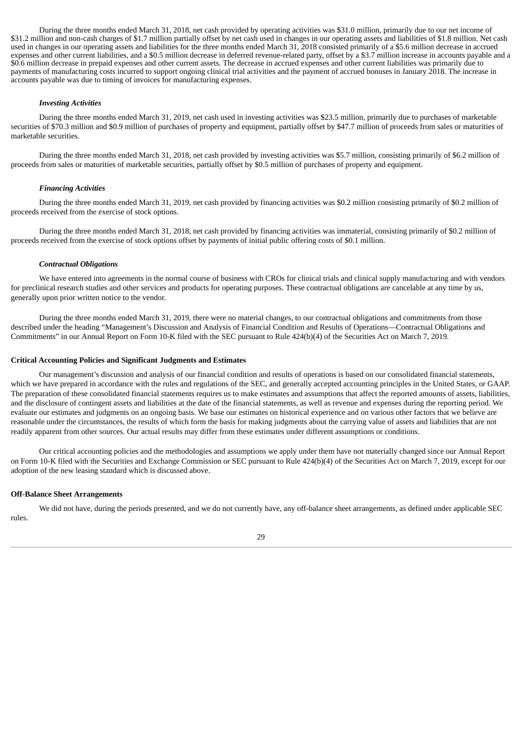During the three months ended March 31, 2018, net cash provided by operating activities was $31.0 million, primarily due to our net income of $31.2 million and non-cash charges of $1.7 million partially offset by net cash used in changes in our operating assets and liabilities of $1.8 million. Net cash used in changes in our operating assets and liabilities for the three months ended March 31, 2018 consisted primarily of a $5.6 million decrease in accrued expenses and other current liabilities, and a $0.5 million decrease in deferred revenue-related party, offset by a $3.7 million increase in accounts payable and a $0.6 million decrease in prepaid expenses and other current assets. The decrease in accrued expenses and other current liabilities was primarily due to payments of manufacturing costs incurred to support ongoing clinical trial activities and the payment of accrued bonuses in January 2018. The increase in accounts payable was due to timing of invoices for manufacturing expenses.

***Investing Activities***

During the three months ended March 31, 2019, net cash used in investing activities was $23.5 million, primarily due to purchases of marketable securities of $70.3 million and $0.9 million of purchases of property and equipment, partially offset by $47.7 million of proceeds from sales or maturities of marketable securities.

During the three months ended March 31, 2018, net cash provided by investing activities was $5.7 million, consisting primarily of $6.2 million of proceeds from sales or maturities of marketable securities, partially offset by $0.5 million of purchases of property and equipment.

***Financing Activities***

During the three months ended March 31, 2019, net cash provided by financing activities was $0.2 million consisting primarily of $0.2 million of proceeds received from the exercise of stock options.

During the three months ended March 31, 2018, net cash provided by financing activities was immaterial, consisting primarily of $0.2 million of proceeds received from the exercise of stock options offset by payments of initial public offering costs of $0.1 million.

***Contractual Obligations***

We have entered into agreements in the normal course of business with CROs for clinical trials and clinical supply manufacturing and with vendors for preclinical research studies and other services and products for operating purposes. These contractual obligations are cancelable at any time by us, generally upon prior written notice to the vendor.

During the three months ended March 31, 2019, there were no material changes, to our contractual obligations and commitments from those described under the heading "Management's Discussion and Analysis of Financial Condition and Results of Operations—Contractual Obligations and Commitments" in our Annual Report on Form 10-K filed with the SEC pursuant to Rule 424(b)(4) of the Securities Act on March 7, 2019.

**Critical Accounting Policies and Significant Judgments and Estimates**

Our management's discussion and analysis of our financial condition and results of operations is based on our consolidated financial statements, which we have prepared in accordance with the rules and regulations of the SEC, and generally accepted accounting principles in the United States, or GAAP. The preparation of these consolidated financial statements requires us to make estimates and assumptions that affect the reported amounts of assets, liabilities, and the disclosure of contingent assets and liabilities at the date of the financial statements, as well as revenue and expenses during the reporting period. We evaluate our estimates and judgments on an ongoing basis. We base our estimates on historical experience and on various other factors that we believe are reasonable under the circumstances, the results of which form the basis for making judgments about the carrying value of assets and liabilities that are not readily apparent from other sources. Our actual results may differ from these estimates under different assumptions or conditions.

Our critical accounting policies and the methodologies and assumptions we apply under them have not materially changed since our Annual Report on Form 10-K filed with the Securities and Exchange Commission or SEC pursuant to Rule 424(b)(4) of the Securities Act on March 7, 2019, except for our adoption of the new leasing standard which is discussed above.

**Off-Balance Sheet Arrangements**

We did not have, during the periods presented, and we do not currently have, any off-balance sheet arrangements, as defined under applicable SEC rules.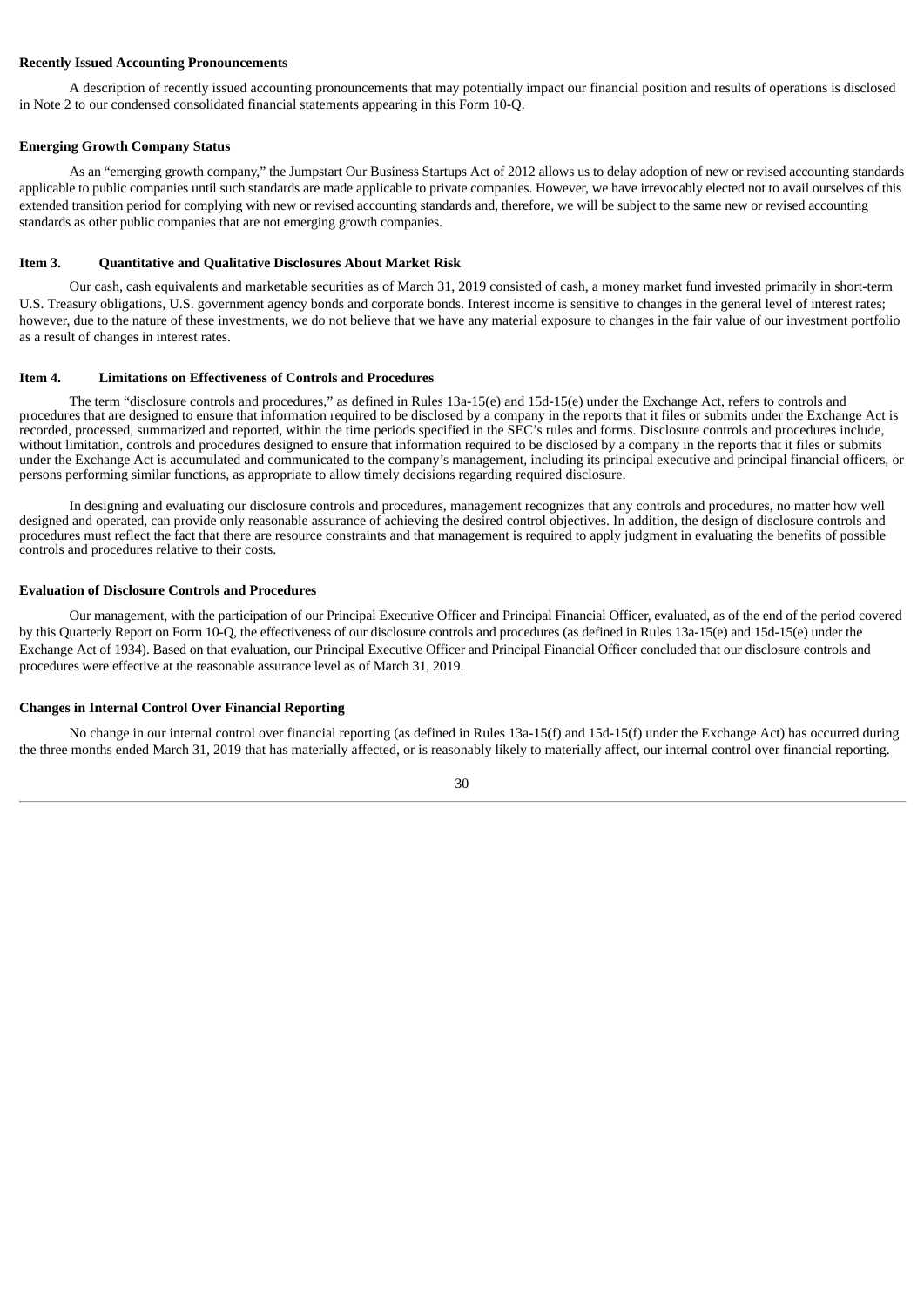**Recently Issued Accounting Pronouncements**

A description of recently issued accounting pronouncements that may potentially impact our financial position and results of operations is disclosed in Note 2 to our condensed consolidated financial statements appearing in this Form 10-Q.

**Emerging Growth Company Status**

As an "emerging growth company," the Jumpstart Our Business Startups Act of 2012 allows us to delay adoption of new or revised accounting standards applicable to public companies until such standards are made applicable to private companies. However, we have irrevocably elected not to avail ourselves of this extended transition period for complying with new or revised accounting standards and, therefore, we will be subject to the same new or revised accounting standards as other public companies that are not emerging growth companies.

**Item 3. Quantitative and Qualitative Disclosures About Market Risk**

Our cash, cash equivalents and marketable securities as of March 31, 2019 consisted of cash, a money market fund invested primarily in short-term U.S. Treasury obligations, U.S. government agency bonds and corporate bonds. Interest income is sensitive to changes in the general level of interest rates; however, due to the nature of these investments, we do not believe that we have any material exposure to changes in the fair value of our investment portfolio as a result of changes in interest rates.

**Item 4. Limitations on Effectiveness of Controls and Procedures**

The term "disclosure controls and procedures," as defined in Rules 13a-15(e) and 15d-15(e) under the Exchange Act, refers to controls and procedures that are designed to ensure that information required to be disclosed by a company in the reports that it files or submits under the Exchange Act is recorded, processed, summarized and reported, within the time periods specified in the SEC's rules and forms. Disclosure controls and procedures include, without limitation, controls and procedures designed to ensure that information required to be disclosed by a company in the reports that it files or submits under the Exchange Act is accumulated and communicated to the company's management, including its principal executive and principal financial officers, or persons performing similar functions, as appropriate to allow timely decisions regarding required disclosure.

In designing and evaluating our disclosure controls and procedures, management recognizes that any controls and procedures, no matter how well designed and operated, can provide only reasonable assurance of achieving the desired control objectives. In addition, the design of disclosure controls and procedures must reflect the fact that there are resource constraints and that management is required to apply judgment in evaluating the benefits of possible controls and procedures relative to their costs.

**Evaluation of Disclosure Controls and Procedures**

Our management, with the participation of our Principal Executive Officer and Principal Financial Officer, evaluated, as of the end of the period covered by this Quarterly Report on Form 10-Q, the effectiveness of our disclosure controls and procedures (as defined in Rules 13a-15(e) and 15d-15(e) under the Exchange Act of 1934). Based on that evaluation, our Principal Executive Officer and Principal Financial Officer concluded that our disclosure controls and procedures were effective at the reasonable assurance level as of March 31, 2019.

**Changes in Internal Control Over Financial Reporting**

No change in our internal control over financial reporting (as defined in Rules 13a-15(f) and 15d-15(f) under the Exchange Act) has occurred during the three months ended March 31, 2019 that has materially affected, or is reasonably likely to materially affect, our internal control over financial reporting.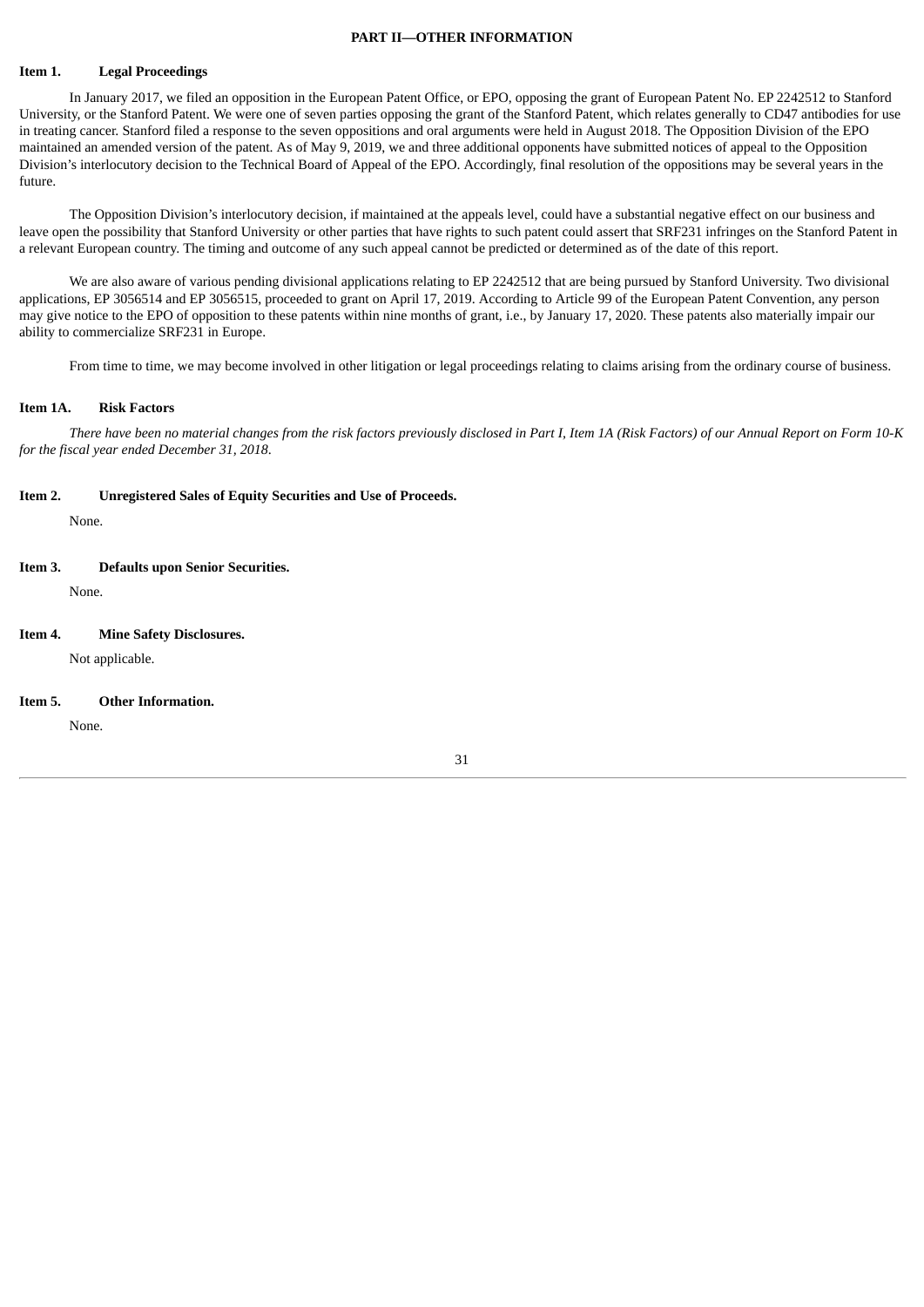## PART II—OTHER INFORMATION

### Item 1. Legal Proceedings

In January 2017, we filed an opposition in the European Patent Office, or EPO, opposing the grant of European Patent No. EP 2242512 to Stanford University, or the Stanford Patent. We were one of seven parties opposing the grant of the Stanford Patent, which relates generally to CD47 antibodies for use in treating cancer. Stanford filed a response to the seven oppositions and oral arguments were held in August 2018. The Opposition Division of the EPO maintained an amended version of the patent. As of May 9, 2019, we and three additional opponents have submitted notices of appeal to the Opposition Division's interlocutory decision to the Technical Board of Appeal of the EPO. Accordingly, final resolution of the oppositions may be several years in the future.

The Opposition Division's interlocutory decision, if maintained at the appeals level, could have a substantial negative effect on our business and leave open the possibility that Stanford University or other parties that have rights to such patent could assert that SRF231 infringes on the Stanford Patent in a relevant European country. The timing and outcome of any such appeal cannot be predicted or determined as of the date of this report.

We are also aware of various pending divisional applications relating to EP 2242512 that are being pursued by Stanford University. Two divisional applications, EP 3056514 and EP 3056515, proceeded to grant on April 17, 2019. According to Article 99 of the European Patent Convention, any person may give notice to the EPO of opposition to these patents within nine months of grant, i.e., by January 17, 2020. These patents also materially impair our ability to commercialize SRF231 in Europe.

From time to time, we may become involved in other litigation or legal proceedings relating to claims arising from the ordinary course of business.

### Item 1A. Risk Factors

*There have been no material changes from the risk factors previously disclosed in Part I, Item 1A (Risk Factors) of our Annual Report on Form 10-K for the fiscal year ended December 31, 2018.*

### Item 2. Unregistered Sales of Equity Securities and Use of Proceeds.

None.

### Item 3. Defaults upon Senior Securities.

None.

### Item 4. Mine Safety Disclosures.

Not applicable.

### Item 5. Other Information.

None.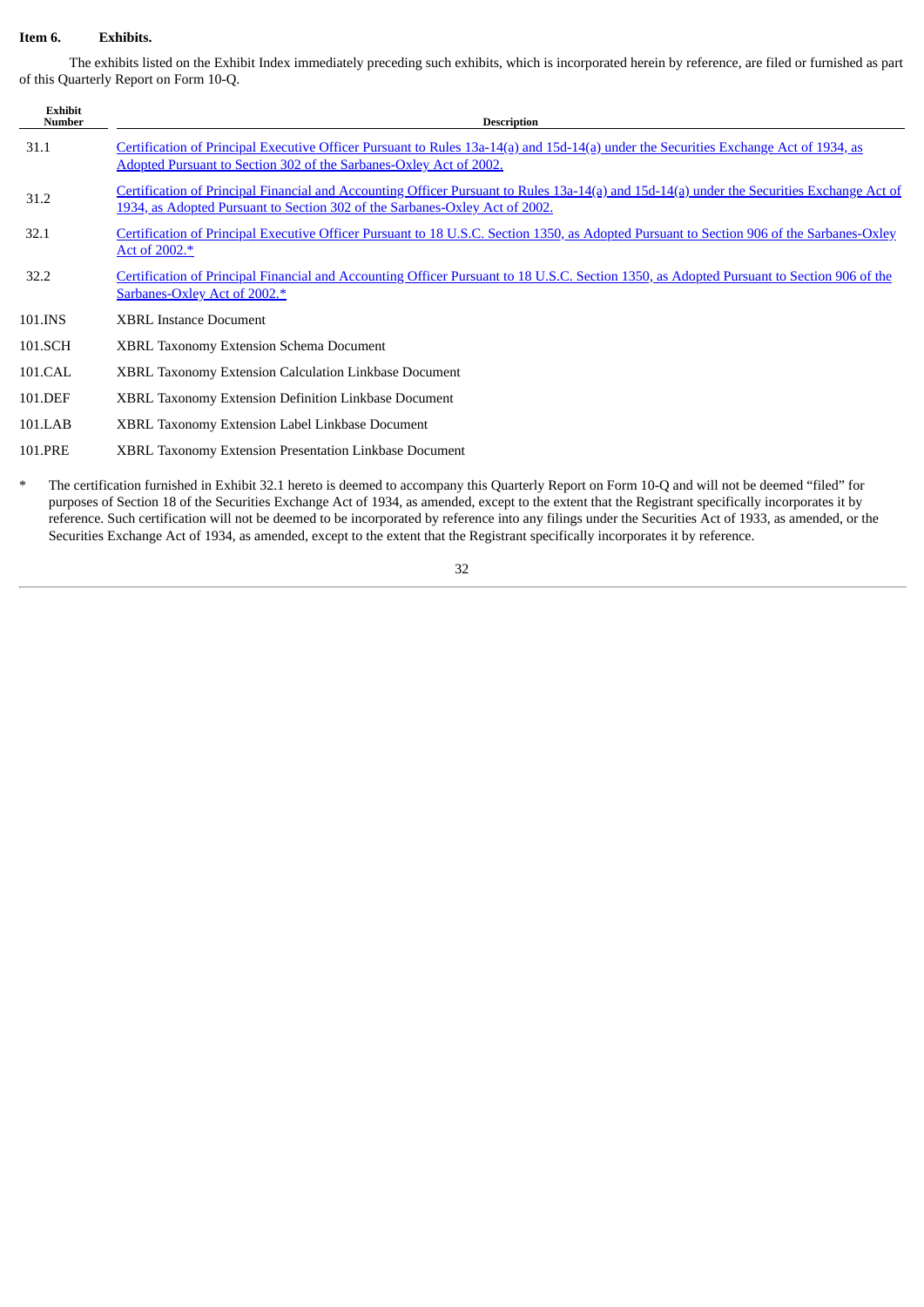**Item 6. Exhibits.**

The exhibits listed on the Exhibit Index immediately preceding such exhibits, which is incorporated herein by reference, are filed or furnished as part of this Quarterly Report on Form 10-Q.

| Exhibit Number | Description |
|---|---|
| 31.1 | Certification of Principal Executive Officer Pursuant to Rules 13a-14(a) and 15d-14(a) under the Securities Exchange Act of 1934, as Adopted Pursuant to Section 302 of the Sarbanes-Oxley Act of 2002. |
| 31.2 | Certification of Principal Financial and Accounting Officer Pursuant to Rules 13a-14(a) and 15d-14(a) under the Securities Exchange Act of 1934, as Adopted Pursuant to Section 302 of the Sarbanes-Oxley Act of 2002. |
| 32.1 | Certification of Principal Executive Officer Pursuant to 18 U.S.C. Section 1350, as Adopted Pursuant to Section 906 of the Sarbanes-Oxley Act of 2002.* |
| 32.2 | Certification of Principal Financial and Accounting Officer Pursuant to 18 U.S.C. Section 1350, as Adopted Pursuant to Section 906 of the Sarbanes-Oxley Act of 2002.* |
| 101.INS | XBRL Instance Document |
| 101.SCH | XBRL Taxonomy Extension Schema Document |
| 101.CAL | XBRL Taxonomy Extension Calculation Linkbase Document |
| 101.DEF | XBRL Taxonomy Extension Definition Linkbase Document |
| 101.LAB | XBRL Taxonomy Extension Label Linkbase Document |
| 101.PRE | XBRL Taxonomy Extension Presentation Linkbase Document |

\* The certification furnished in Exhibit 32.1 hereto is deemed to accompany this Quarterly Report on Form 10-Q and will not be deemed "filed" for purposes of Section 18 of the Securities Exchange Act of 1934, as amended, except to the extent that the Registrant specifically incorporates it by reference. Such certification will not be deemed to be incorporated by reference into any filings under the Securities Act of 1933, as amended, or the Securities Exchange Act of 1934, as amended, except to the extent that the Registrant specifically incorporates it by reference.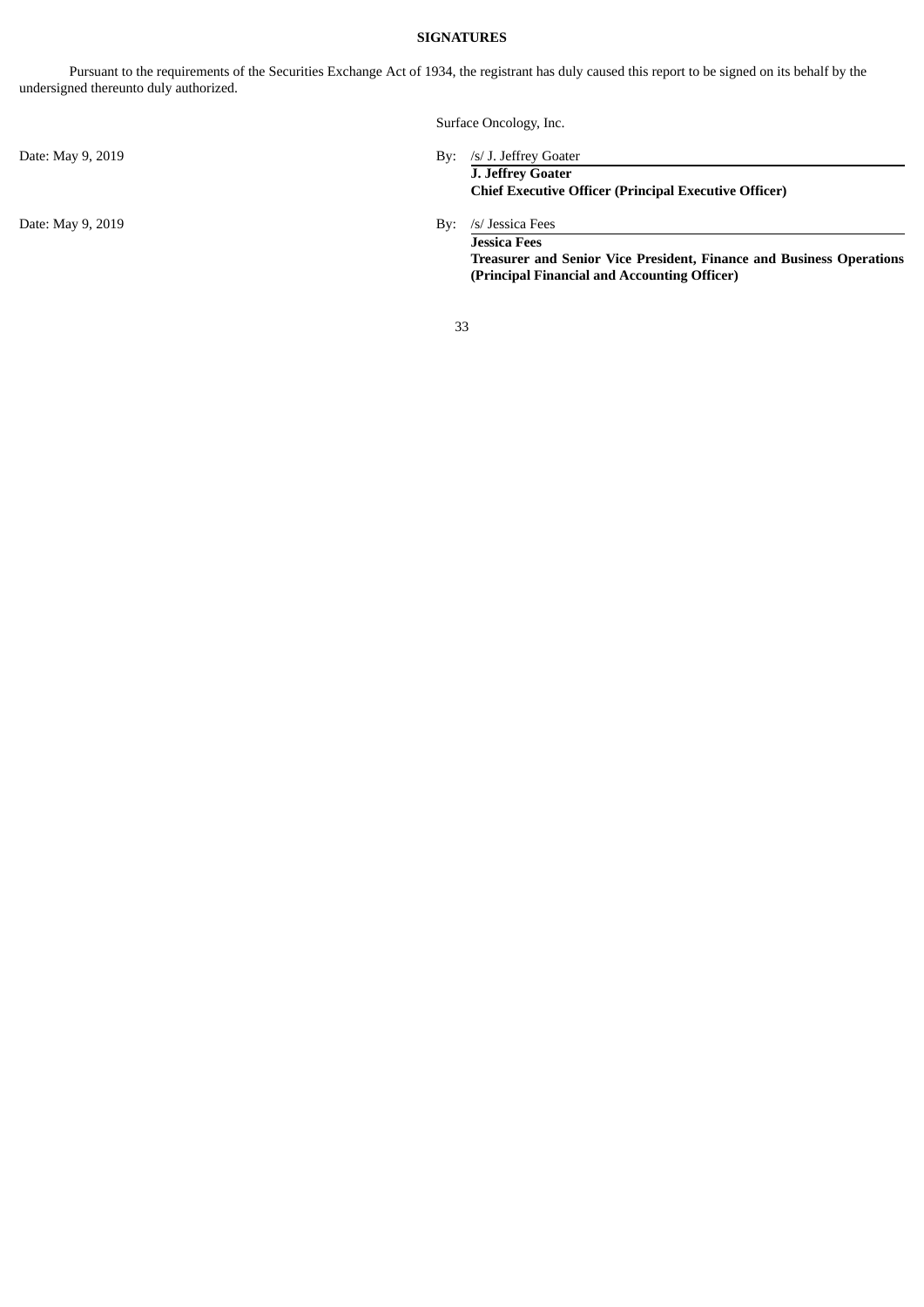## SIGNATURES

Pursuant to the requirements of the Securities Exchange Act of 1934, the registrant has duly caused this report to be signed on its behalf by the undersigned thereunto duly authorized.

Surface Oncology, Inc.

Date: May 9, 2019

By: /s/ J. Jeffrey Goater

**J. Jeffrey Goater**
**Chief Executive Officer (Principal Executive Officer)**

Date: May 9, 2019

By: /s/ Jessica Fees

**Jessica Fees**
**Treasurer and Senior Vice President, Finance and Business Operations (Principal Financial and Accounting Officer)**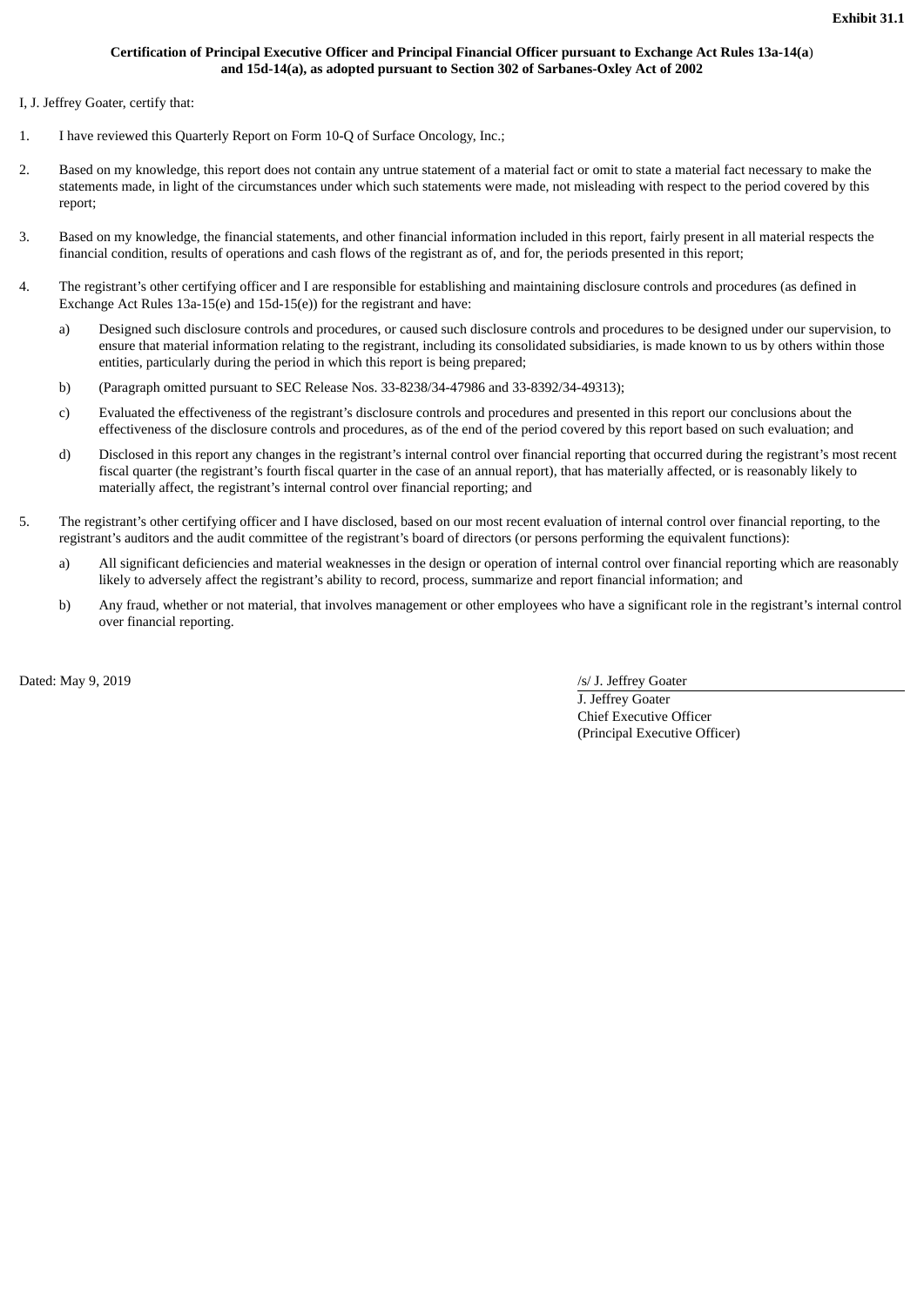**Exhibit 31.1**

**Certification of Principal Executive Officer and Principal Financial Officer pursuant to Exchange Act Rules 13a-14(a) and 15d-14(a), as adopted pursuant to Section 302 of Sarbanes-Oxley Act of 2002**

I, J. Jeffrey Goater, certify that:

1. I have reviewed this Quarterly Report on Form 10-Q of Surface Oncology, Inc.;

2. Based on my knowledge, this report does not contain any untrue statement of a material fact or omit to state a material fact necessary to make the statements made, in light of the circumstances under which such statements were made, not misleading with respect to the period covered by this report;

3. Based on my knowledge, the financial statements, and other financial information included in this report, fairly present in all material respects the financial condition, results of operations and cash flows of the registrant as of, and for, the periods presented in this report;

4. The registrant's other certifying officer and I are responsible for establishing and maintaining disclosure controls and procedures (as defined in Exchange Act Rules 13a-15(e) and 15d-15(e)) for the registrant and have:

   a) Designed such disclosure controls and procedures, or caused such disclosure controls and procedures to be designed under our supervision, to ensure that material information relating to the registrant, including its consolidated subsidiaries, is made known to us by others within those entities, particularly during the period in which this report is being prepared;

   b) (Paragraph omitted pursuant to SEC Release Nos. 33-8238/34-47986 and 33-8392/34-49313);

   c) Evaluated the effectiveness of the registrant's disclosure controls and procedures and presented in this report our conclusions about the effectiveness of the disclosure controls and procedures, as of the end of the period covered by this report based on such evaluation; and

   d) Disclosed in this report any changes in the registrant's internal control over financial reporting that occurred during the registrant's most recent fiscal quarter (the registrant's fourth fiscal quarter in the case of an annual report), that has materially affected, or is reasonably likely to materially affect, the registrant's internal control over financial reporting; and

5. The registrant's other certifying officer and I have disclosed, based on our most recent evaluation of internal control over financial reporting, to the registrant's auditors and the audit committee of the registrant's board of directors (or persons performing the equivalent functions):

   a) All significant deficiencies and material weaknesses in the design or operation of internal control over financial reporting which are reasonably likely to adversely affect the registrant's ability to record, process, summarize and report financial information; and

   b) Any fraud, whether or not material, that involves management or other employees who have a significant role in the registrant's internal control over financial reporting.

Dated: May 9, 2019

/s/ J. Jeffrey Goater
J. Jeffrey Goater
Chief Executive Officer
(Principal Executive Officer)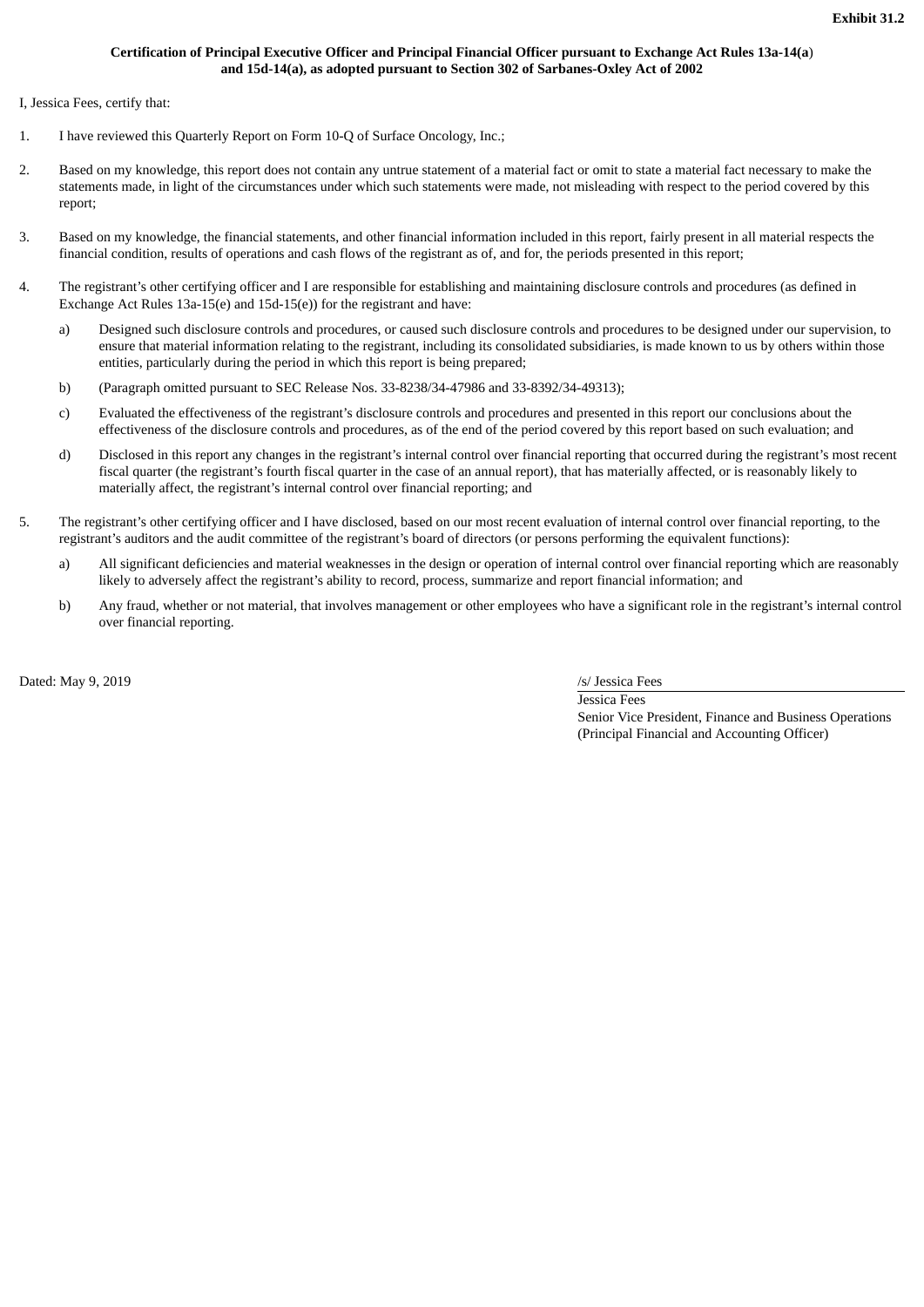**Exhibit 31.2**

**Certification of Principal Executive Officer and Principal Financial Officer pursuant to Exchange Act Rules 13a-14(a) and 15d-14(a), as adopted pursuant to Section 302 of Sarbanes-Oxley Act of 2002**

I, Jessica Fees, certify that:

1. I have reviewed this Quarterly Report on Form 10-Q of Surface Oncology, Inc.;

2. Based on my knowledge, this report does not contain any untrue statement of a material fact or omit to state a material fact necessary to make the statements made, in light of the circumstances under which such statements were made, not misleading with respect to the period covered by this report;

3. Based on my knowledge, the financial statements, and other financial information included in this report, fairly present in all material respects the financial condition, results of operations and cash flows of the registrant as of, and for, the periods presented in this report;

4. The registrant's other certifying officer and I are responsible for establishing and maintaining disclosure controls and procedures (as defined in Exchange Act Rules 13a-15(e) and 15d-15(e)) for the registrant and have:

   a) Designed such disclosure controls and procedures, or caused such disclosure controls and procedures to be designed under our supervision, to ensure that material information relating to the registrant, including its consolidated subsidiaries, is made known to us by others within those entities, particularly during the period in which this report is being prepared;

   b) (Paragraph omitted pursuant to SEC Release Nos. 33-8238/34-47986 and 33-8392/34-49313);

   c) Evaluated the effectiveness of the registrant's disclosure controls and procedures and presented in this report our conclusions about the effectiveness of the disclosure controls and procedures, as of the end of the period covered by this report based on such evaluation; and

   d) Disclosed in this report any changes in the registrant's internal control over financial reporting that occurred during the registrant's most recent fiscal quarter (the registrant's fourth fiscal quarter in the case of an annual report), that has materially affected, or is reasonably likely to materially affect, the registrant's internal control over financial reporting; and

5. The registrant's other certifying officer and I have disclosed, based on our most recent evaluation of internal control over financial reporting, to the registrant's auditors and the audit committee of the registrant's board of directors (or persons performing the equivalent functions):

   a) All significant deficiencies and material weaknesses in the design or operation of internal control over financial reporting which are reasonably likely to adversely affect the registrant's ability to record, process, summarize and report financial information; and

   b) Any fraud, whether or not material, that involves management or other employees who have a significant role in the registrant's internal control over financial reporting.

Dated: May 9, 2019

/s/ Jessica Fees
Jessica Fees
Senior Vice President, Finance and Business Operations
(Principal Financial and Accounting Officer)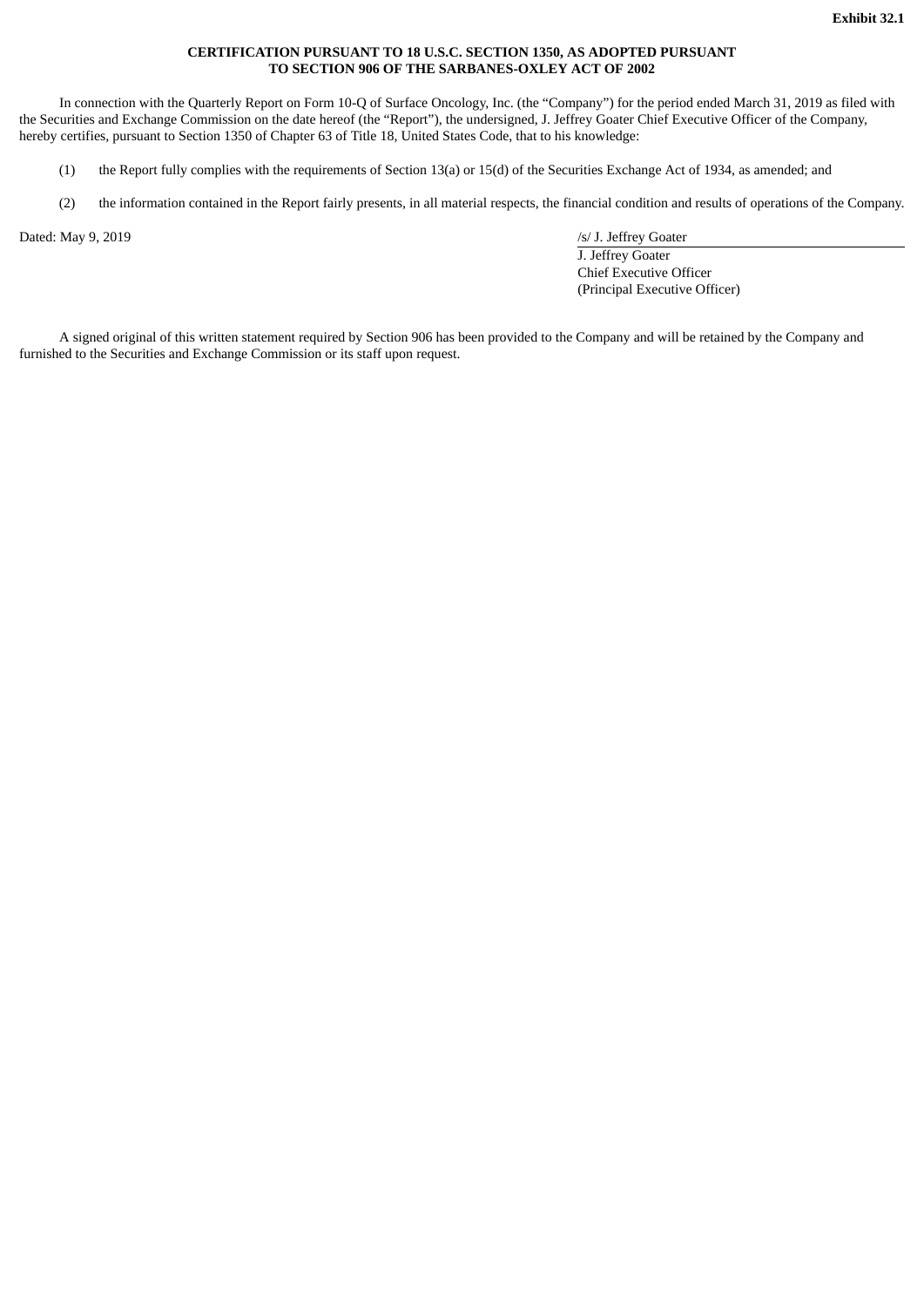**Exhibit 32.1**

**CERTIFICATION PURSUANT TO 18 U.S.C. SECTION 1350, AS ADOPTED PURSUANT TO SECTION 906 OF THE SARBANES-OXLEY ACT OF 2002**

In connection with the Quarterly Report on Form 10-Q of Surface Oncology, Inc. (the "Company") for the period ended March 31, 2019 as filed with the Securities and Exchange Commission on the date hereof (the "Report"), the undersigned, J. Jeffrey Goater Chief Executive Officer of the Company, hereby certifies, pursuant to Section 1350 of Chapter 63 of Title 18, United States Code, that to his knowledge:

(1) the Report fully complies with the requirements of Section 13(a) or 15(d) of the Securities Exchange Act of 1934, as amended; and

(2) the information contained in the Report fairly presents, in all material respects, the financial condition and results of operations of the Company.

Dated: May 9, 2019

/s/ J. Jeffrey Goater
J. Jeffrey Goater
Chief Executive Officer
(Principal Executive Officer)

A signed original of this written statement required by Section 906 has been provided to the Company and will be retained by the Company and furnished to the Securities and Exchange Commission or its staff upon request.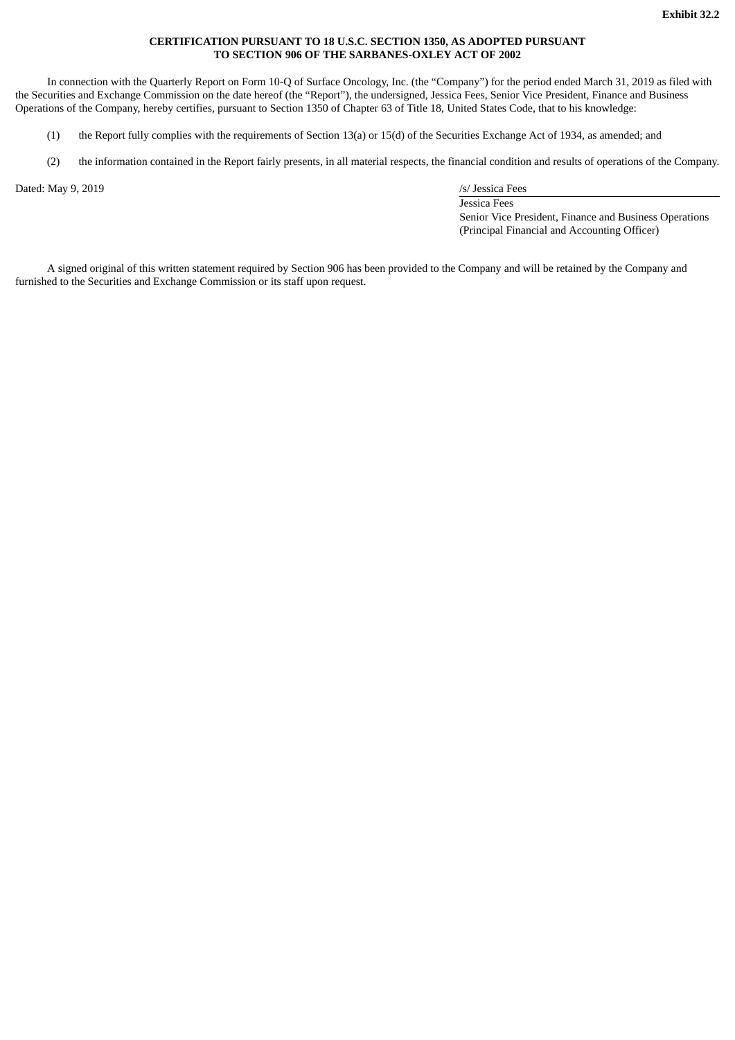**Exhibit 32.2**

**CERTIFICATION PURSUANT TO 18 U.S.C. SECTION 1350, AS ADOPTED PURSUANT TO SECTION 906 OF THE SARBANES-OXLEY ACT OF 2002**

In connection with the Quarterly Report on Form 10-Q of Surface Oncology, Inc. (the "Company") for the period ended March 31, 2019 as filed with the Securities and Exchange Commission on the date hereof (the "Report"), the undersigned, Jessica Fees, Senior Vice President, Finance and Business Operations of the Company, hereby certifies, pursuant to Section 1350 of Chapter 63 of Title 18, United States Code, that to his knowledge:

(1) the Report fully complies with the requirements of Section 13(a) or 15(d) of the Securities Exchange Act of 1934, as amended; and

(2) the information contained in the Report fairly presents, in all material respects, the financial condition and results of operations of the Company.

Dated: May 9, 2019

/s/ Jessica Fees

Jessica Fees
Senior Vice President, Finance and Business Operations
(Principal Financial and Accounting Officer)

A signed original of this written statement required by Section 906 has been provided to the Company and will be retained by the Company and furnished to the Securities and Exchange Commission or its staff upon request.